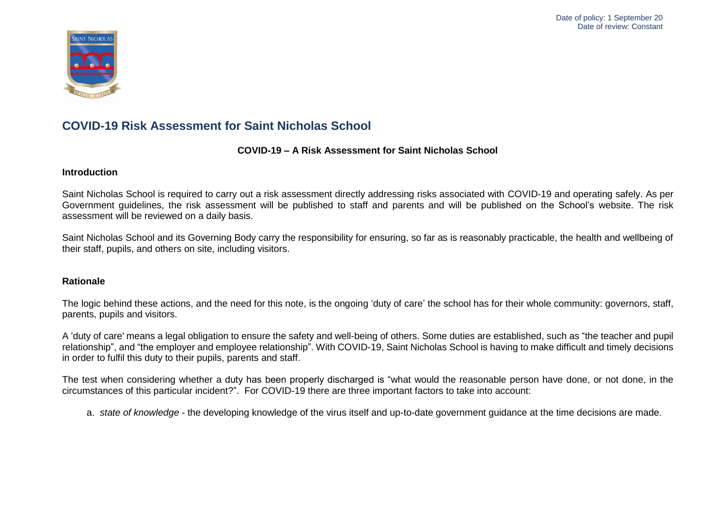Date of policy: 1 September 20
Date of review: Constant

# COVID-19 Risk Assessment for Saint Nicholas School

**COVID-19 – A Risk Assessment for Saint Nicholas School**

## Introduction

Saint Nicholas School is required to carry out a risk assessment directly addressing risks associated with COVID-19 and operating safely. As per Government guidelines, the risk assessment will be published to staff and parents and will be published on the School's website. The risk assessment will be reviewed on a daily basis.

Saint Nicholas School and its Governing Body carry the responsibility for ensuring, so far as is reasonably practicable, the health and wellbeing of their staff, pupils, and others on site, including visitors.

## Rationale

The logic behind these actions, and the need for this note, is the ongoing 'duty of care' the school has for their whole community: governors, staff, parents, pupils and visitors.

A 'duty of care' means a legal obligation to ensure the safety and well-being of others. Some duties are established, such as "the teacher and pupil relationship", and "the employer and employee relationship". With COVID-19, Saint Nicholas School is having to make difficult and timely decisions in order to fulfil this duty to their pupils, parents and staff.

The test when considering whether a duty has been properly discharged is "what would the reasonable person have done, or not done, in the circumstances of this particular incident?". For COVID-19 there are three important factors to take into account:

a. *state of knowledge* - the developing knowledge of the virus itself and up-to-date government guidance at the time decisions are made.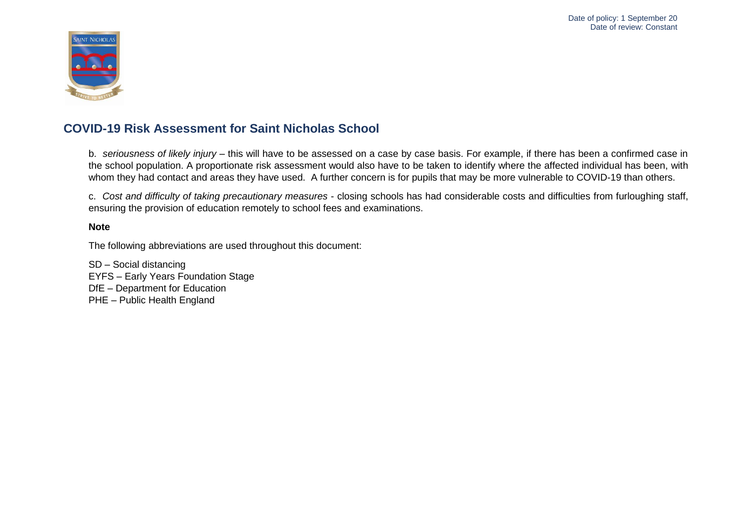## COVID-19 Risk Assessment for Saint Nicholas School

b. *seriousness of likely injury* – this will have to be assessed on a case by case basis. For example, if there has been a confirmed case in the school population. A proportionate risk assessment would also have to be taken to identify where the affected individual has been, with whom they had contact and areas they have used. A further concern is for pupils that may be more vulnerable to COVID-19 than others.

c. *Cost and difficulty of taking precautionary measures* - closing schools has had considerable costs and difficulties from furloughing staff, ensuring the provision of education remotely to school fees and examinations.

**Note**

The following abbreviations are used throughout this document:

SD – Social distancing
EYFS – Early Years Foundation Stage
DfE – Department for Education
PHE – Public Health England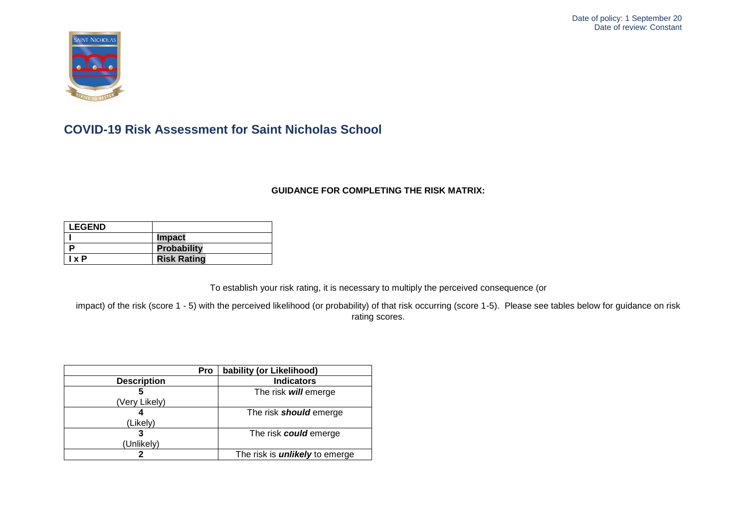Date of policy: 1 September 20
Date of review: Constant

# COVID-19 Risk Assessment for Saint Nicholas School

**GUIDANCE FOR COMPLETING THE RISK MATRIX:**

| **LEGEND** | |
|---|---|
| **I** | **Impact** |
| **P** | **Probability** |
| **I x P** | **Risk Rating** |

To establish your risk rating, it is necessary to multiply the perceived consequence (or impact) of the risk (score 1 - 5) with the perceived likelihood (or probability) of that risk occurring (score 1-5). Please see tables below for guidance on risk rating scores.

| **Probability (or Likelihood)** | |
|---|---|
| **Description** | **Indicators** |
| **5** (Very Likely) | The risk ***will*** emerge |
| **4** (Likely) | The risk ***should*** emerge |
| **3** (Unlikely) | The risk ***could*** emerge |
| **2** | The risk is ***unlikely*** to emerge |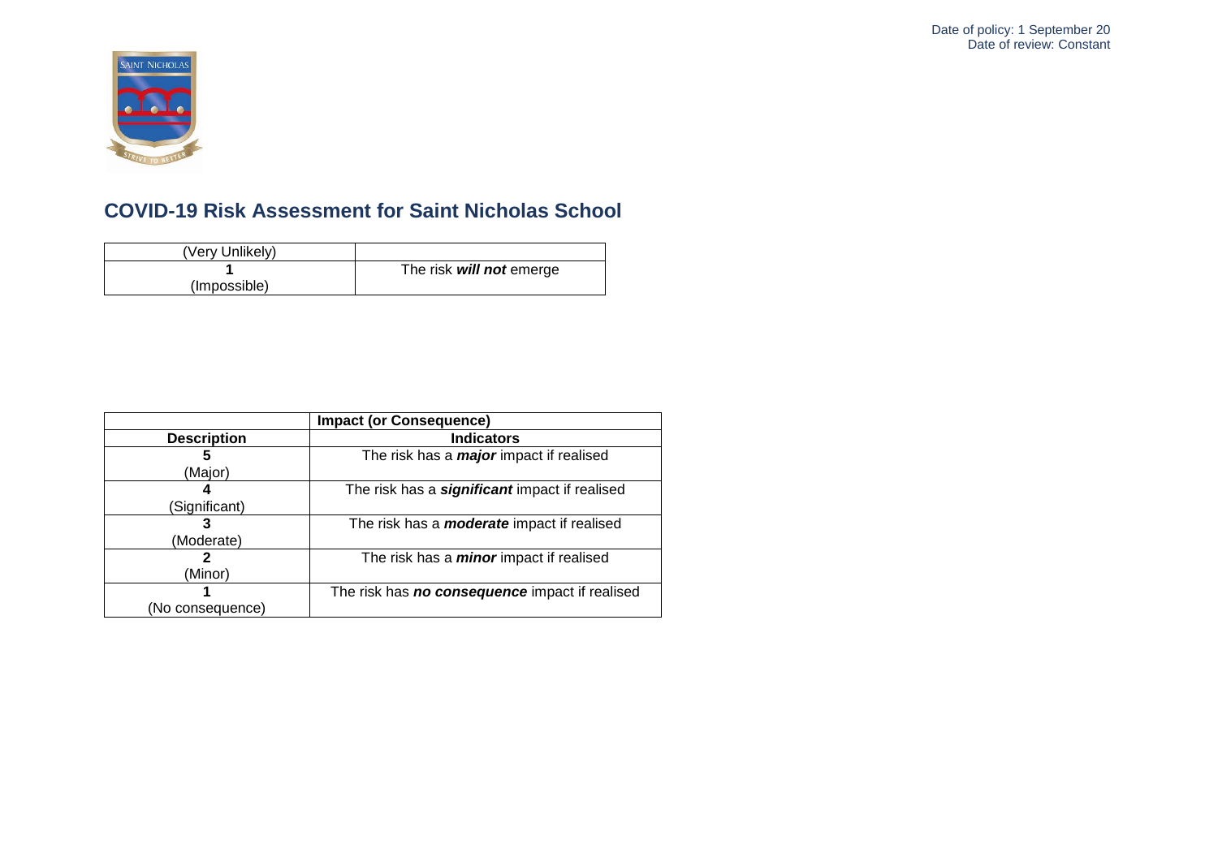# COVID-19 Risk Assessment for Saint Nicholas School

| (Very Unlikely) | |
|---|---|
| **1** (Impossible) | The risk ***will not*** emerge |

| | **Impact (or Consequence)** |
|---|---|
| **Description** | **Indicators** |
| **5** (Major) | The risk has a ***major*** impact if realised |
| **4** (Significant) | The risk has a ***significant*** impact if realised |
| **3** (Moderate) | The risk has a ***moderate*** impact if realised |
| **2** (Minor) | The risk has a ***minor*** impact if realised |
| **1** (No consequence) | The risk has ***no consequence*** impact if realised |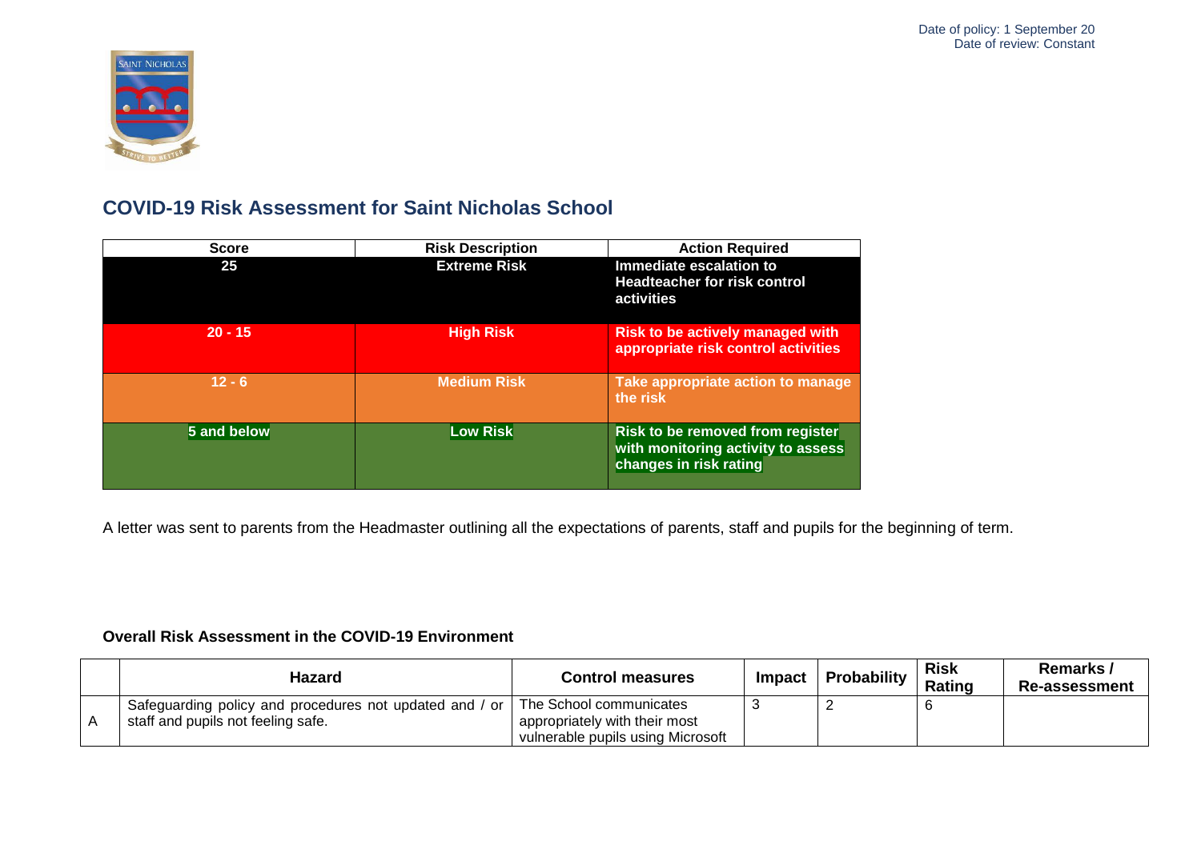Date of policy: 1 September 20
Date of review: Constant

# COVID-19 Risk Assessment for Saint Nicholas School

| Score | Risk Description | Action Required |
|---|---|---|
| 25 | Extreme Risk | Immediate escalation to Headteacher for risk control activities |
| 20 - 15 | High Risk | Risk to be actively managed with appropriate risk control activities |
| 12 - 6 | Medium Risk | Take appropriate action to manage the risk |
| 5 and below | Low Risk | Risk to be removed from register with monitoring activity to assess changes in risk rating |

A letter was sent to parents from the Headmaster outlining all the expectations of parents, staff and pupils for the beginning of term.

**Overall Risk Assessment in the COVID-19 Environment**

| | Hazard | Control measures | Impact | Probability | Risk Rating | Remarks / Re-assessment |
|---|---|---|---|---|---|---|
| A | Safeguarding policy and procedures not updated and / or staff and pupils not feeling safe. | The School communicates appropriately with their most vulnerable pupils using Microsoft | 3 | 2 | 6 | |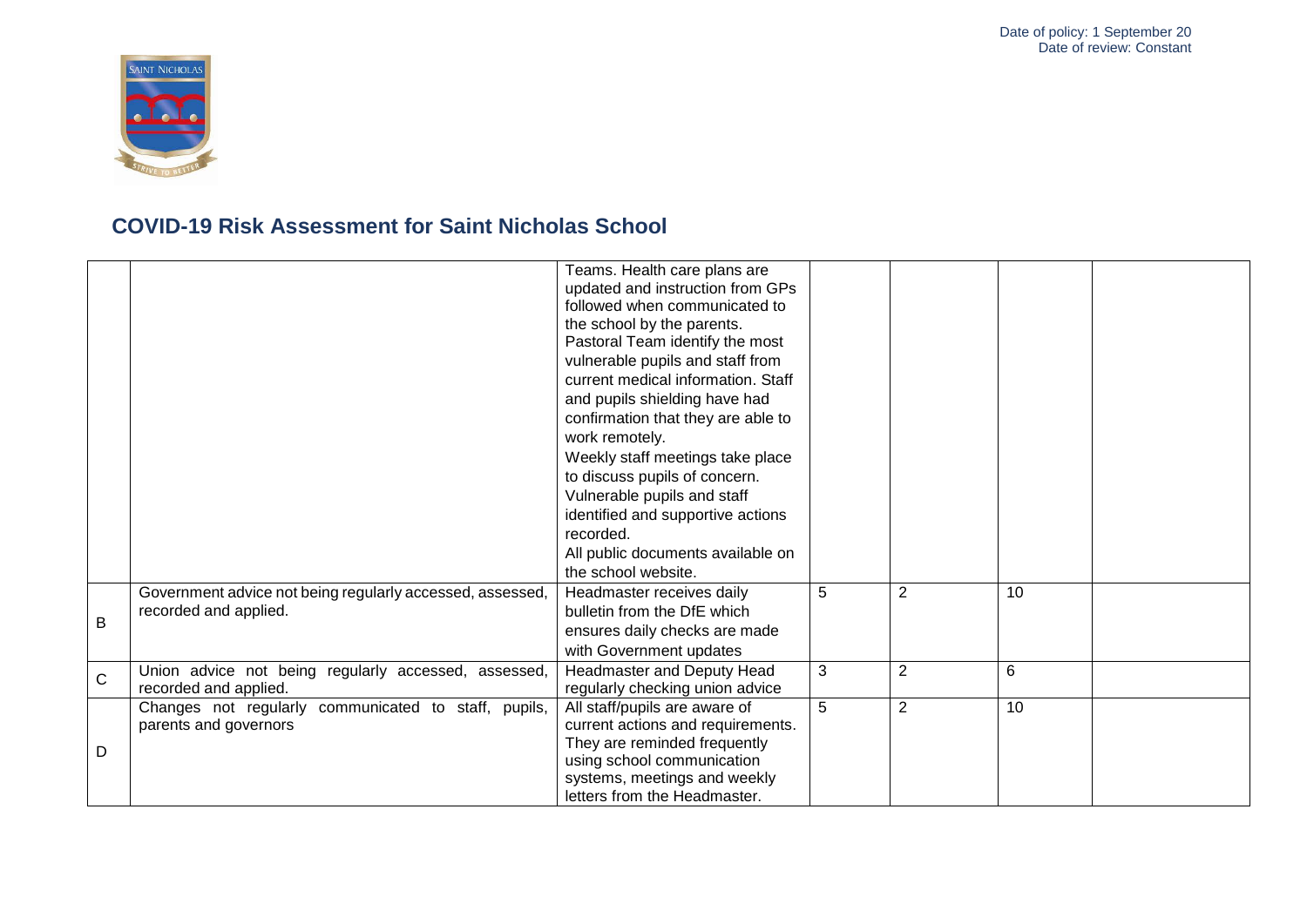# COVID-19 Risk Assessment for Saint Nicholas School

| | | | | | | |
|---|---|---|---|---|---|---|
| | | Teams. Health care plans are updated and instruction from GPs followed when communicated to the school by the parents. Pastoral Team identify the most vulnerable pupils and staff from current medical information. Staff and pupils shielding have had confirmation that they are able to work remotely. Weekly staff meetings take place to discuss pupils of concern. Vulnerable pupils and staff identified and supportive actions recorded. All public documents available on the school website. | | | | |
| B | Government advice not being regularly accessed, assessed, recorded and applied. | Headmaster receives daily bulletin from the DfE which ensures daily checks are made with Government updates | 5 | 2 | 10 | |
| C | Union advice not being regularly accessed, assessed, recorded and applied. | Headmaster and Deputy Head regularly checking union advice | 3 | 2 | 6 | |
| D | Changes not regularly communicated to staff, pupils, parents and governors | All staff/pupils are aware of current actions and requirements. They are reminded frequently using school communication systems, meetings and weekly letters from the Headmaster. | 5 | 2 | 10 | |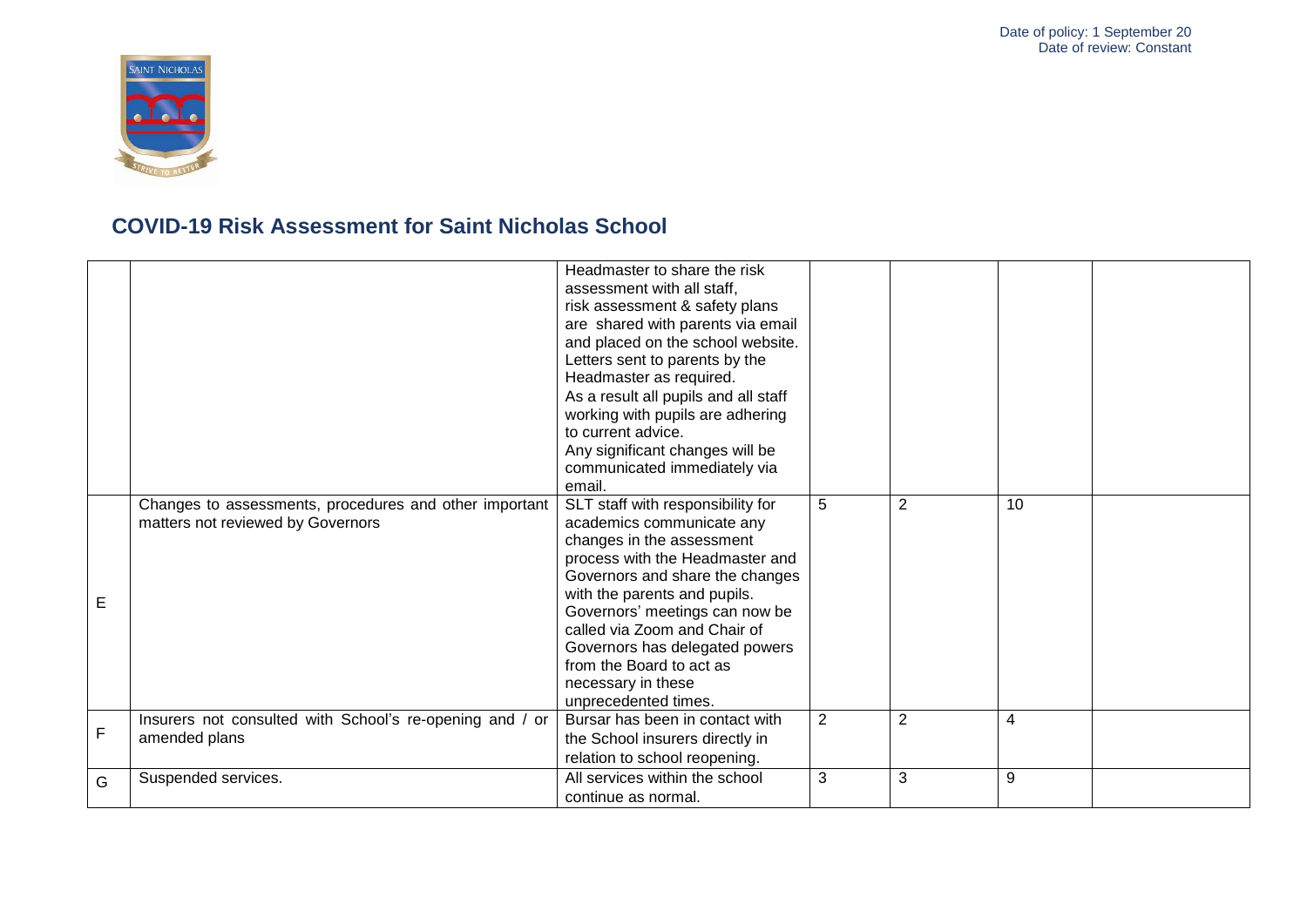# COVID-19 Risk Assessment for Saint Nicholas School

| | | | | | | |
|---|---|---|---|---|---|---|
| | | Headmaster to share the risk assessment with all staff, risk assessment & safety plans are shared with parents via email and placed on the school website. Letters sent to parents by the Headmaster as required. As a result all pupils and all staff working with pupils are adhering to current advice. Any significant changes will be communicated immediately via email. | | | | |
| E | Changes to assessments, procedures and other important matters not reviewed by Governors | SLT staff with responsibility for academics communicate any changes in the assessment process with the Headmaster and Governors and share the changes with the parents and pupils. Governors' meetings can now be called via Zoom and Chair of Governors has delegated powers from the Board to act as necessary in these unprecedented times. | 5 | 2 | 10 | |
| F | Insurers not consulted with School's re-opening and / or amended plans | Bursar has been in contact with the School insurers directly in relation to school reopening. | 2 | 2 | 4 | |
| G | Suspended services. | All services within the school continue as normal. | 3 | 3 | 9 | |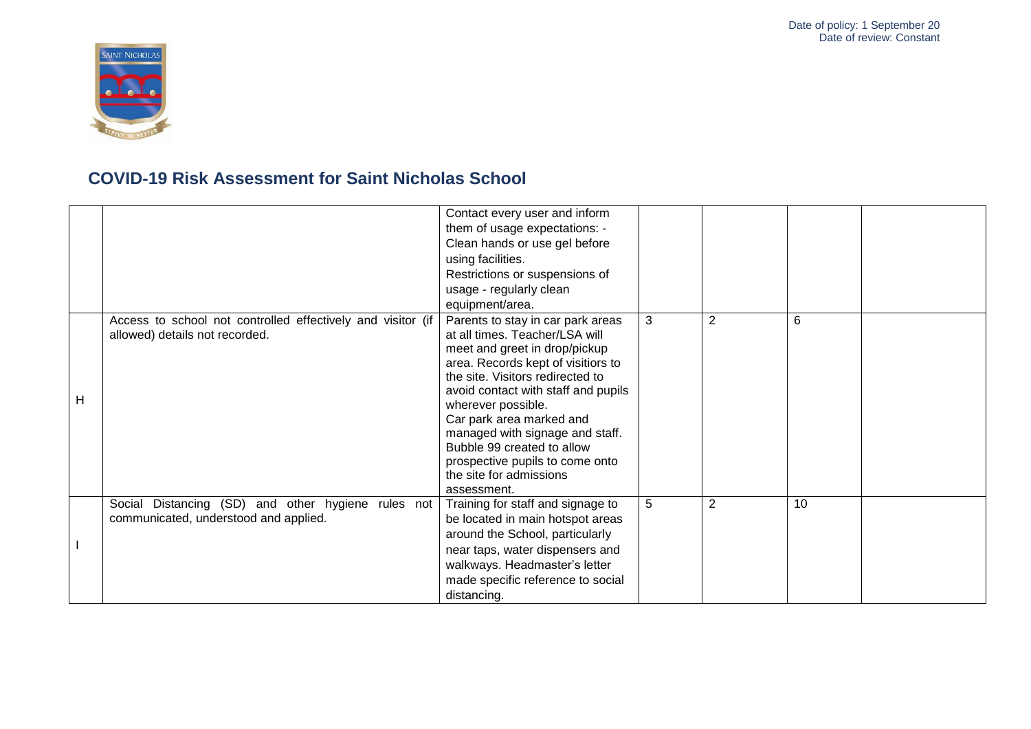Date of policy: 1 September 20
Date of review: Constant

## COVID-19 Risk Assessment for Saint Nicholas School

| | | | | | | |
|---|---|---|---|---|---|---|
| | | Contact every user and inform them of usage expectations: - Clean hands or use gel before using facilities. Restrictions or suspensions of usage - regularly clean equipment/area. | | | | |
| H | Access to school not controlled effectively and visitor (if allowed) details not recorded. | Parents to stay in car park areas at all times. Teacher/LSA will meet and greet in drop/pickup area. Records kept of visitiors to the site. Visitors redirected to avoid contact with staff and pupils wherever possible. Car park area marked and managed with signage and staff. Bubble 99 created to allow prospective pupils to come onto the site for admissions assessment. | 3 | 2 | 6 | |
| I | Social Distancing (SD) and other hygiene rules not communicated, understood and applied. | Training for staff and signage to be located in main hotspot areas around the School, particularly near taps, water dispensers and walkways. Headmaster's letter made specific reference to social distancing. | 5 | 2 | 10 | |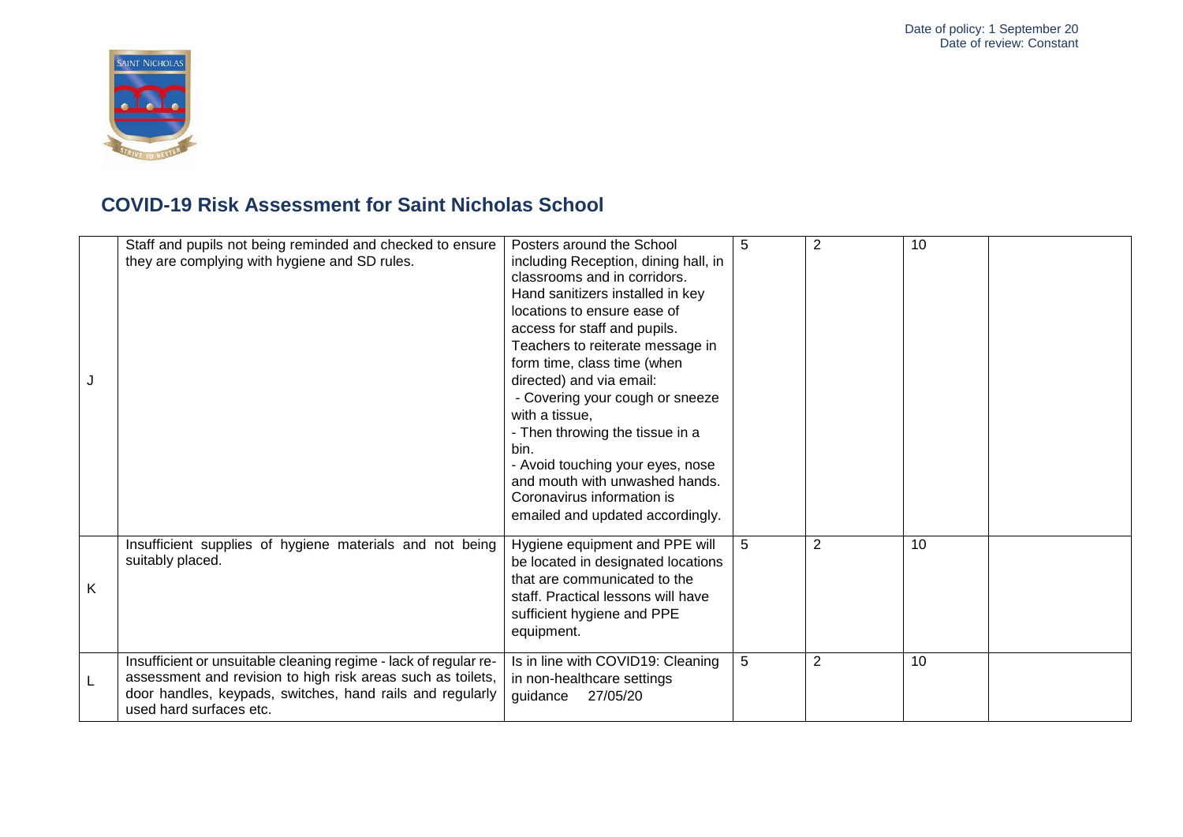# COVID-19 Risk Assessment for Saint Nicholas School

| | | | | | | |
|---|---|---|---|---|---|---|
| J | Staff and pupils not being reminded and checked to ensure they are complying with hygiene and SD rules. | Posters around the School including Reception, dining hall, in classrooms and in corridors. Hand sanitizers installed in key locations to ensure ease of access for staff and pupils. Teachers to reiterate message in form time, class time (when directed) and via email: - Covering your cough or sneeze with a tissue, - Then throwing the tissue in a bin. - Avoid touching your eyes, nose and mouth with unwashed hands. Coronavirus information is emailed and updated accordingly. | 5 | 2 | 10 | |
| K | Insufficient supplies of hygiene materials and not being suitably placed. | Hygiene equipment and PPE will be located in designated locations that are communicated to the staff. Practical lessons will have sufficient hygiene and PPE equipment. | 5 | 2 | 10 | |
| L | Insufficient or unsuitable cleaning regime - lack of regular re-assessment and revision to high risk areas such as toilets, door handles, keypads, switches, hand rails and regularly used hard surfaces etc. | Is in line with COVID19: Cleaning in non-healthcare settings guidance 27/05/20 | 5 | 2 | 10 | |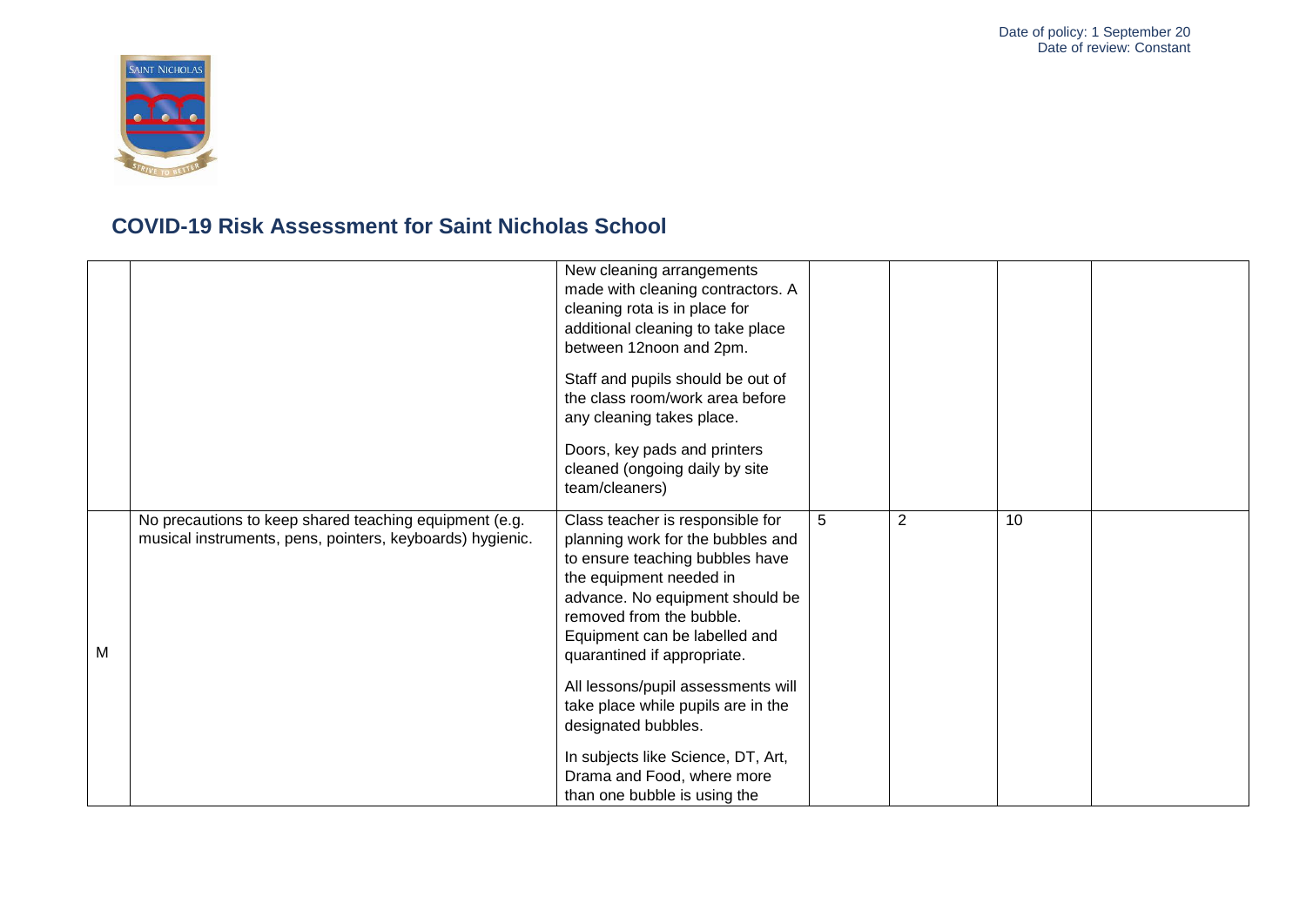# COVID-19 Risk Assessment for Saint Nicholas School

| | | | | | | |
|---|---|---|---|---|---|---|
| | | New cleaning arrangements made with cleaning contractors. A cleaning rota is in place for additional cleaning to take place between 12noon and 2pm.<br><br>Staff and pupils should be out of the class room/work area before any cleaning takes place.<br><br>Doors, key pads and printers cleaned (ongoing daily by site team/cleaners) | | | | |
| M | No precautions to keep shared teaching equipment (e.g. musical instruments, pens, pointers, keyboards) hygienic. | Class teacher is responsible for planning work for the bubbles and to ensure teaching bubbles have the equipment needed in advance. No equipment should be removed from the bubble. Equipment can be labelled and quarantined if appropriate.<br><br>All lessons/pupil assessments will take place while pupils are in the designated bubbles.<br><br>In subjects like Science, DT, Art, Drama and Food, where more than one bubble is using the | 5 | 2 | 10 | |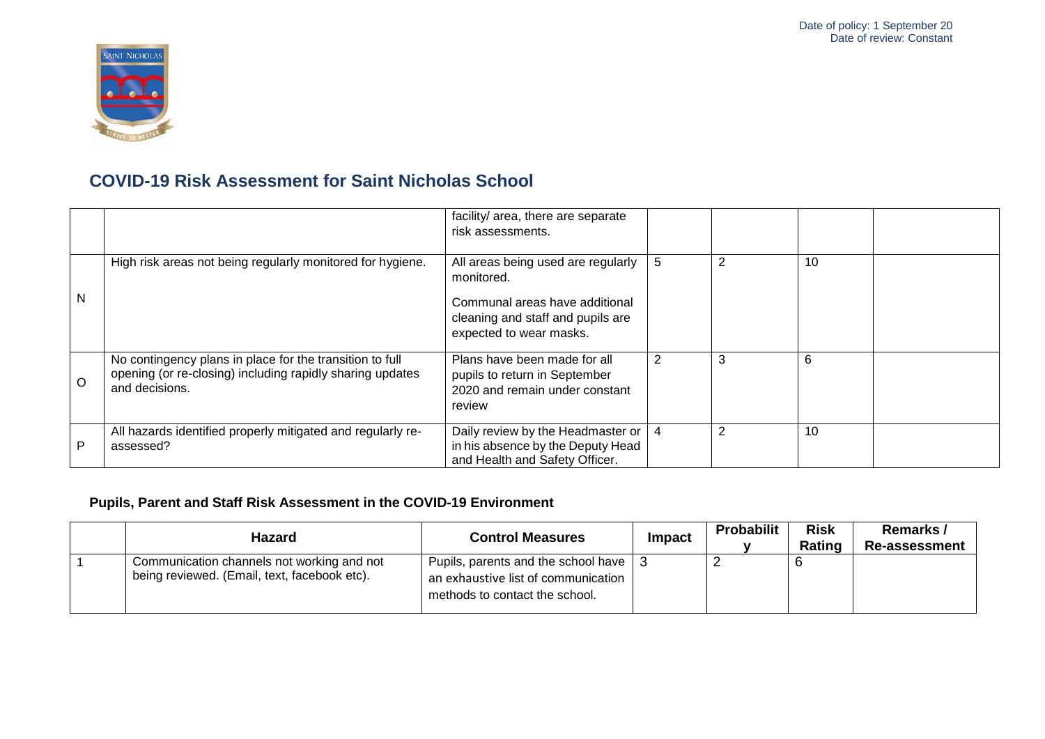# COVID-19 Risk Assessment for Saint Nicholas School

| | | | | | | |
|---|---|---|---|---|---|---|
| | | facility/ area, there are separate risk assessments. | | | | |
| N | High risk areas not being regularly monitored for hygiene. | All areas being used are regularly monitored. Communal areas have additional cleaning and staff and pupils are expected to wear masks. | 5 | 2 | 10 | |
| O | No contingency plans in place for the transition to full opening (or re-closing) including rapidly sharing updates and decisions. | Plans have been made for all pupils to return in September 2020 and remain under constant review | 2 | 3 | 6 | |
| P | All hazards identified properly mitigated and regularly re-assessed? | Daily review by the Headmaster or in his absence by the Deputy Head and Health and Safety Officer. | 4 | 2 | 10 | |

### Pupils, Parent and Staff Risk Assessment in the COVID-19 Environment

| | Hazard | Control Measures | Impact | Probability | Risk Rating | Remarks / Re-assessment |
|---|---|---|---|---|---|---|
| 1 | Communication channels not working and not being reviewed. (Email, text, facebook etc). | Pupils, parents and the school have an exhaustive list of communication methods to contact the school. | 3 | 2 | 6 | |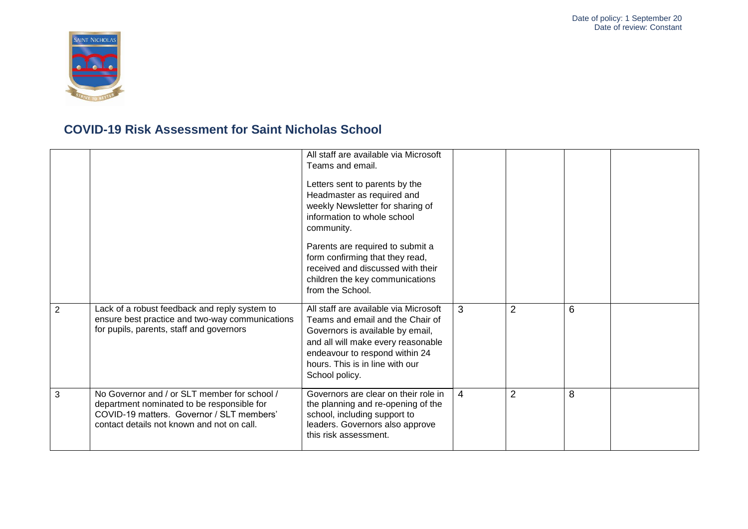# COVID-19 Risk Assessment for Saint Nicholas School

| | | | | | | |
|---|---|---|---|---|---|---|
| | | All staff are available via Microsoft Teams and email.<br><br>Letters sent to parents by the Headmaster as required and weekly Newsletter for sharing of information to whole school community.<br><br>Parents are required to submit a form confirming that they read, received and discussed with their children the key communications from the School. | | | | |
| 2 | Lack of a robust feedback and reply system to ensure best practice and two-way communications for pupils, parents, staff and governors | All staff are available via Microsoft Teams and email and the Chair of Governors is available by email, and all will make every reasonable endeavour to respond within 24 hours. This is in line with our School policy. | 3 | 2 | 6 | |
| 3 | No Governor and / or SLT member for school / department nominated to be responsible for COVID-19 matters. Governor / SLT members' contact details not known and not on call. | Governors are clear on their role in the planning and re-opening of the school, including support to leaders. Governors also approve this risk assessment. | 4 | 2 | 8 | |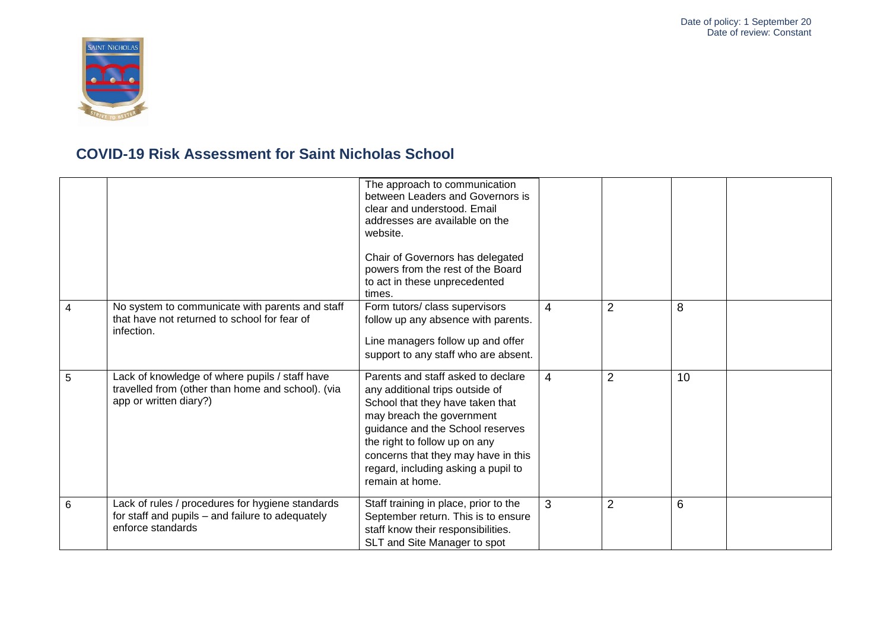Date of policy: 1 September 20
Date of review: Constant

## COVID-19 Risk Assessment for Saint Nicholas School

| | | | | | | |
|---|---|---|---|---|---|---|
| | | The approach to communication between Leaders and Governors is clear and understood. Email addresses are available on the website.<br><br>Chair of Governors has delegated powers from the rest of the Board to act in these unprecedented times. | | | | |
| 4 | No system to communicate with parents and staff that have not returned to school for fear of infection. | Form tutors/ class supervisors follow up any absence with parents.<br><br>Line managers follow up and offer support to any staff who are absent. | 4 | 2 | 8 | |
| 5 | Lack of knowledge of where pupils / staff have travelled from (other than home and school). (via app or written diary?) | Parents and staff asked to declare any additional trips outside of School that they have taken that may breach the government guidance and the School reserves the right to follow up on any concerns that they may have in this regard, including asking a pupil to remain at home. | 4 | 2 | 10 | |
| 6 | Lack of rules / procedures for hygiene standards for staff and pupils – and failure to adequately enforce standards | Staff training in place, prior to the September return. This is to ensure staff know their responsibilities. SLT and Site Manager to spot | 3 | 2 | 6 | |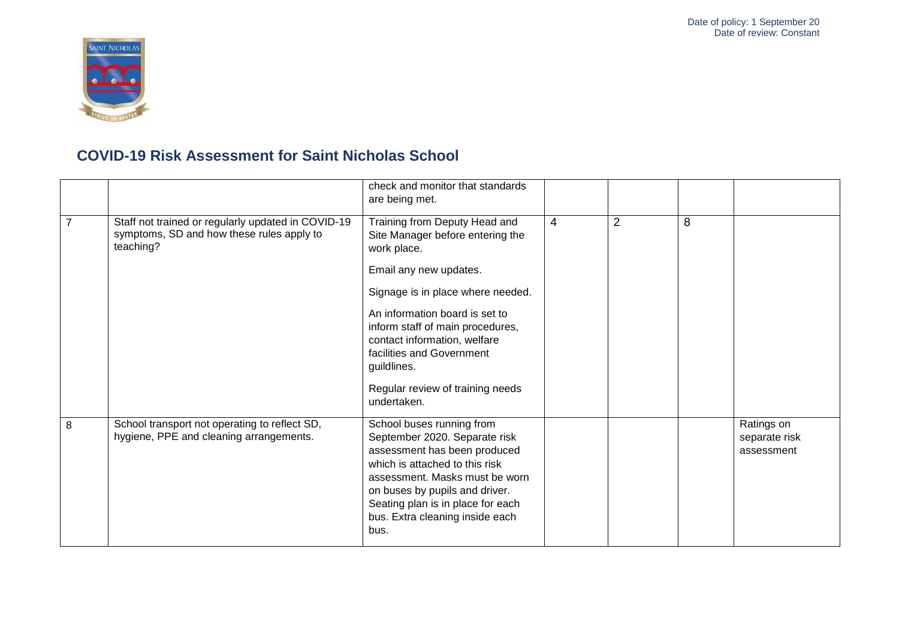## COVID-19 Risk Assessment for Saint Nicholas School

| | | | | | | |
|---|---|---|---|---|---|---|
| | | check and monitor that standards are being met. | | | | |
| 7 | Staff not trained or regularly updated in COVID-19 symptoms, SD and how these rules apply to teaching? | Training from Deputy Head and Site Manager before entering the work place.<br><br>Email any new updates.<br><br>Signage is in place where needed.<br><br>An information board is set to inform staff of main procedures, contact information, welfare facilities and Government guildlines.<br><br>Regular review of training needs undertaken. | 4 | 2 | 8 | |
| 8 | School transport not operating to reflect SD, hygiene, PPE and cleaning arrangements. | School buses running from September 2020. Separate risk assessment has been produced which is attached to this risk assessment. Masks must be worn on buses by pupils and driver. Seating plan is in place for each bus. Extra cleaning inside each bus. | | | | Ratings on separate risk assessment |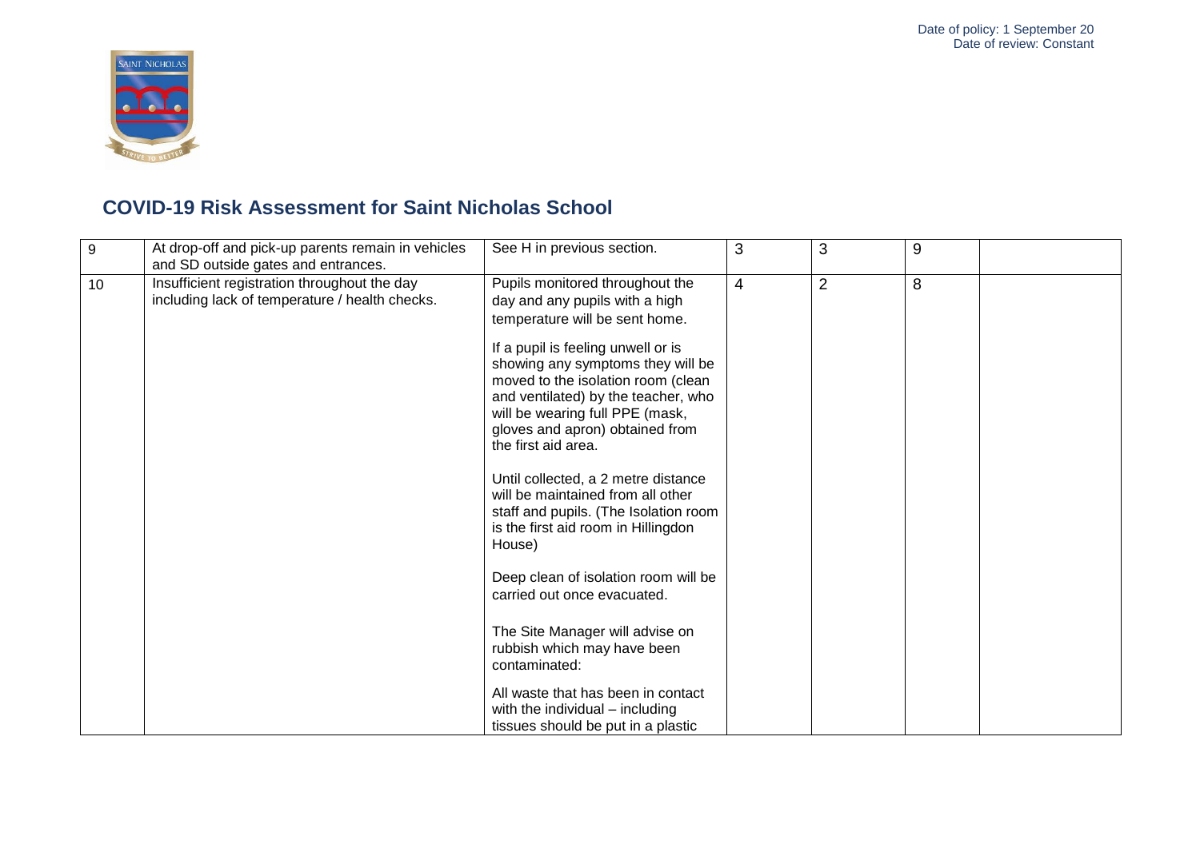## COVID-19 Risk Assessment for Saint Nicholas School

| | | | | | | |
|---|---|---|---|---|---|---|
| 9 | At drop-off and pick-up parents remain in vehicles and SD outside gates and entrances. | See H in previous section. | 3 | 3 | 9 | |
| 10 | Insufficient registration throughout the day including lack of temperature / health checks. | Pupils monitored throughout the day and any pupils with a high temperature will be sent home.<br><br>If a pupil is feeling unwell or is showing any symptoms they will be moved to the isolation room (clean and ventilated) by the teacher, who will be wearing full PPE (mask, gloves and apron) obtained from the first aid area.<br><br>Until collected, a 2 metre distance will be maintained from all other staff and pupils. (The Isolation room is the first aid room in Hillingdon House)<br><br>Deep clean of isolation room will be carried out once evacuated.<br><br>The Site Manager will advise on rubbish which may have been contaminated:<br><br>All waste that has been in contact with the individual – including tissues should be put in a plastic | 4 | 2 | 8 | |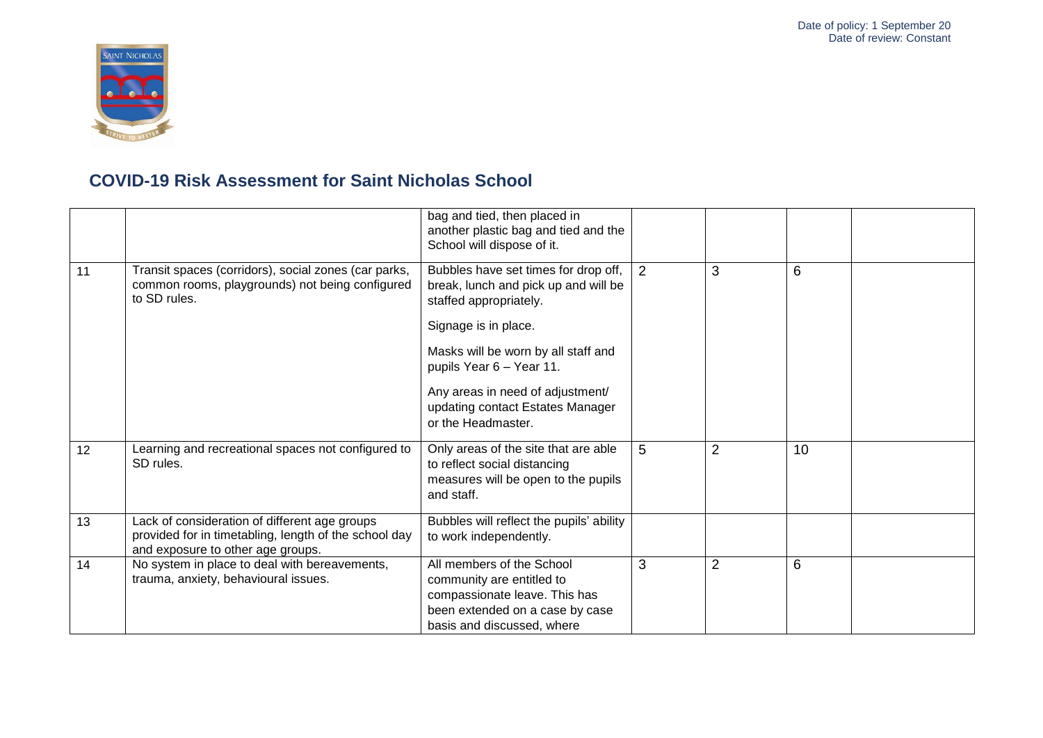# COVID-19 Risk Assessment for Saint Nicholas School

| | | | | | | |
|---|---|---|---|---|---|---|
| | | bag and tied, then placed in another plastic bag and tied and the School will dispose of it. | | | | |
| 11 | Transit spaces (corridors), social zones (car parks, common rooms, playgrounds) not being configured to SD rules. | Bubbles have set times for drop off, break, lunch and pick up and will be staffed appropriately.<br><br>Signage is in place.<br><br>Masks will be worn by all staff and pupils Year 6 – Year 11.<br><br>Any areas in need of adjustment/ updating contact Estates Manager or the Headmaster. | 2 | 3 | 6 | |
| 12 | Learning and recreational spaces not configured to SD rules. | Only areas of the site that are able to reflect social distancing measures will be open to the pupils and staff. | 5 | 2 | 10 | |
| 13 | Lack of consideration of different age groups provided for in timetabling, length of the school day and exposure to other age groups. | Bubbles will reflect the pupils' ability to work independently. | | | | |
| 14 | No system in place to deal with bereavements, trauma, anxiety, behavioural issues. | All members of the School community are entitled to compassionate leave. This has been extended on a case by case basis and discussed, where | 3 | 2 | 6 | |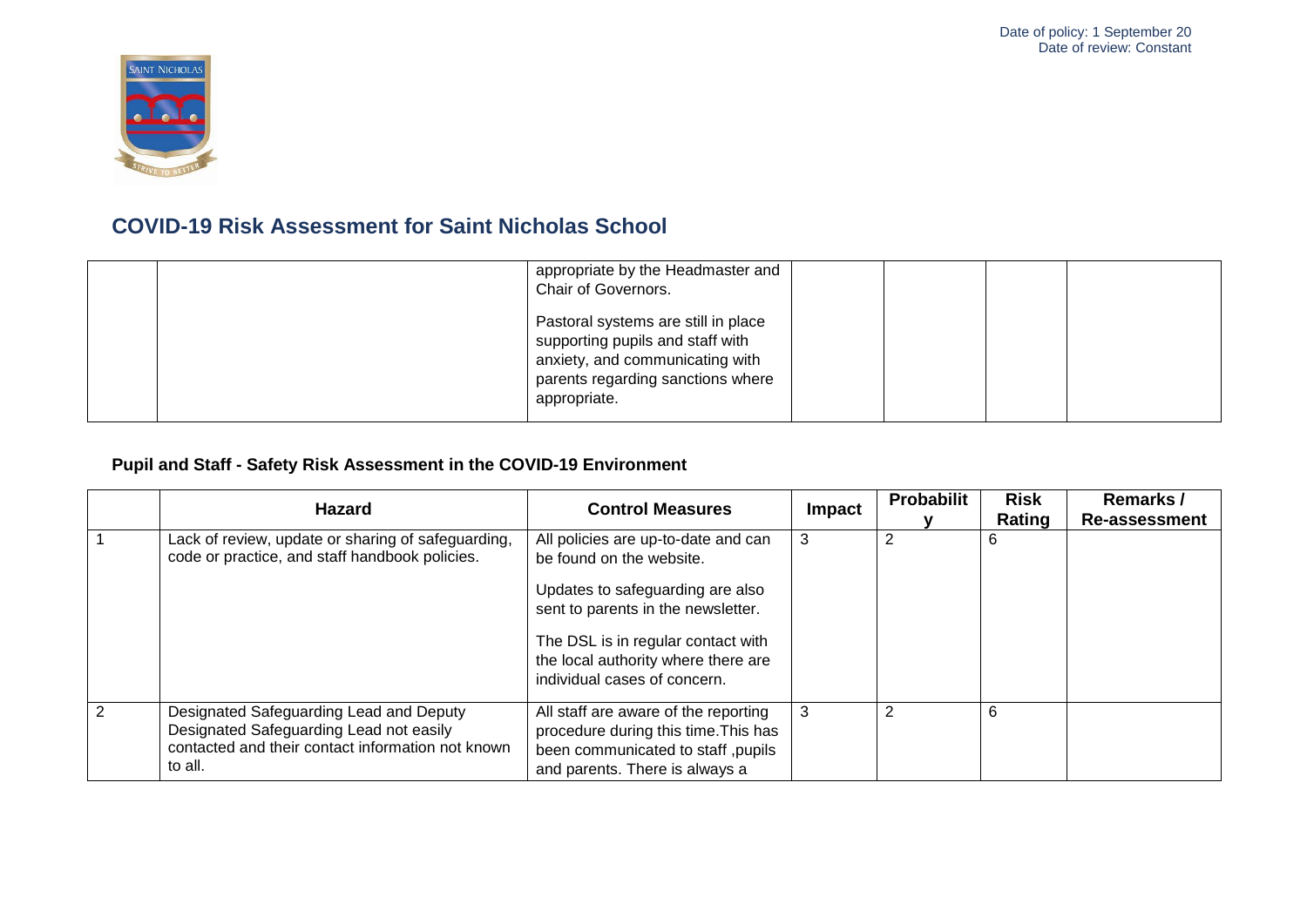# COVID-19 Risk Assessment for Saint Nicholas School

| | | | | | | |
|---|---|---|---|---|---|---|
| | | appropriate by the Headmaster and Chair of Governors.<br><br>Pastoral systems are still in place supporting pupils and staff with anxiety, and communicating with parents regarding sanctions where appropriate. | | | | |

### Pupil and Staff - Safety Risk Assessment in the COVID-19 Environment

| | Hazard | Control Measures | Impact | Probability | Risk Rating | Remarks / Re-assessment |
|---|---|---|---|---|---|---|
| 1 | Lack of review, update or sharing of safeguarding, code or practice, and staff handbook policies. | All policies are up-to-date and can be found on the website.<br><br>Updates to safeguarding are also sent to parents in the newsletter.<br><br>The DSL is in regular contact with the local authority where there are individual cases of concern. | 3 | 2 | 6 | |
| 2 | Designated Safeguarding Lead and Deputy Designated Safeguarding Lead not easily contacted and their contact information not known to all. | All staff are aware of the reporting procedure during this time.This has been communicated to staff ,pupils and parents. There is always a | 3 | 2 | 6 | |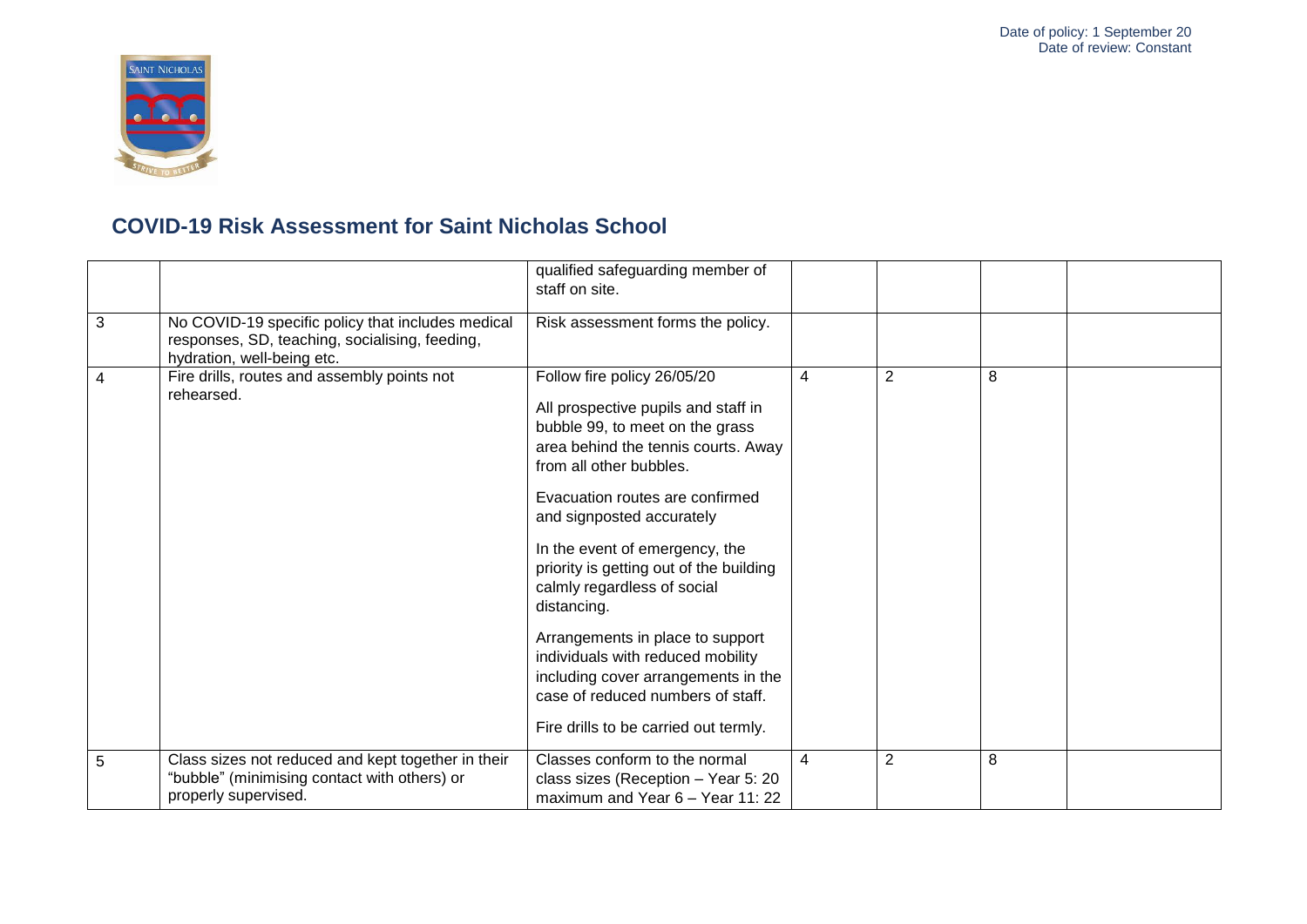## COVID-19 Risk Assessment for Saint Nicholas School

| | | | | | | |
|---|---|---|---|---|---|---|
| | | qualified safeguarding member of staff on site. | | | | |
| 3 | No COVID-19 specific policy that includes medical responses, SD, teaching, socialising, feeding, hydration, well-being etc. | Risk assessment forms the policy. | | | | |
| 4 | Fire drills, routes and assembly points not rehearsed. | Follow fire policy 26/05/20<br><br>All prospective pupils and staff in bubble 99, to meet on the grass area behind the tennis courts. Away from all other bubbles.<br><br>Evacuation routes are confirmed and signposted accurately<br><br>In the event of emergency, the priority is getting out of the building calmly regardless of social distancing.<br><br>Arrangements in place to support individuals with reduced mobility including cover arrangements in the case of reduced numbers of staff.<br><br>Fire drills to be carried out termly. | 4 | 2 | 8 | |
| 5 | Class sizes not reduced and kept together in their "bubble" (minimising contact with others) or properly supervised. | Classes conform to the normal class sizes (Reception – Year 5: 20 maximum and Year 6 – Year 11: 22 | 4 | 2 | 8 | |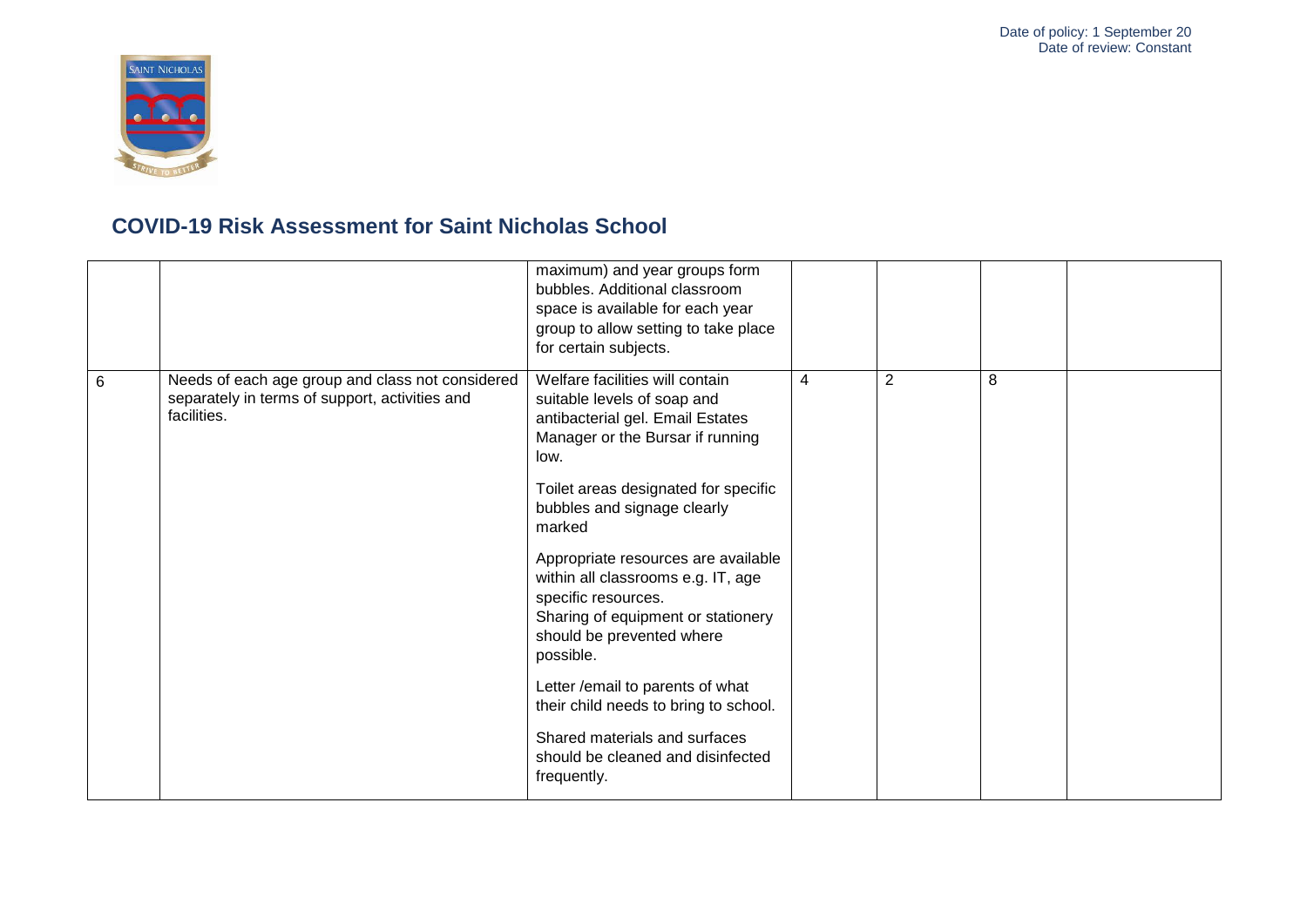## COVID-19 Risk Assessment for Saint Nicholas School

| | | | | | | |
|---|---|---|---|---|---|---|
| | | maximum) and year groups form bubbles. Additional classroom space is available for each year group to allow setting to take place for certain subjects. | | | | |
| 6 | Needs of each age group and class not considered separately in terms of support, activities and facilities. | Welfare facilities will contain suitable levels of soap and antibacterial gel. Email Estates Manager or the Bursar if running low.<br><br>Toilet areas designated for specific bubbles and signage clearly marked<br><br>Appropriate resources are available within all classrooms e.g. IT, age specific resources.<br>Sharing of equipment or stationery should be prevented where possible.<br><br>Letter /email to parents of what their child needs to bring to school.<br><br>Shared materials and surfaces should be cleaned and disinfected frequently. | 4 | 2 | 8 | |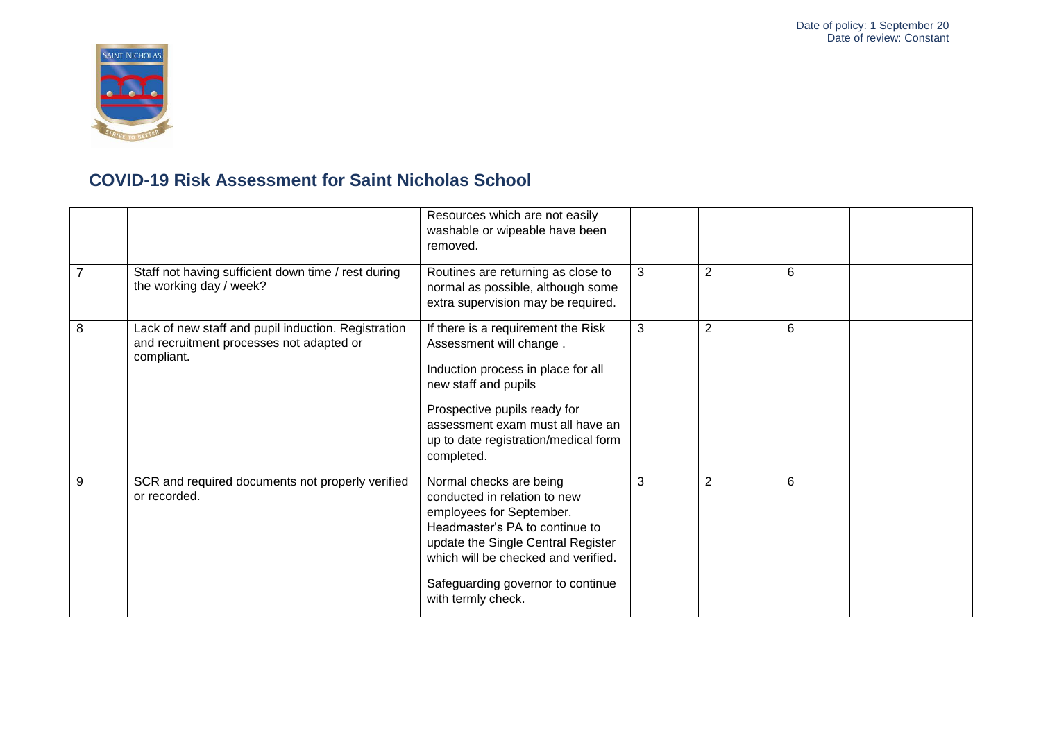# COVID-19 Risk Assessment for Saint Nicholas School

| | | | | | | |
|---|---|---|---|---|---|---|
| | | Resources which are not easily washable or wipeable have been removed. | | | | |
| 7 | Staff not having sufficient down time / rest during the working day / week? | Routines are returning as close to normal as possible, although some extra supervision may be required. | 3 | 2 | 6 | |
| 8 | Lack of new staff and pupil induction. Registration and recruitment processes not adapted or compliant. | If there is a requirement the Risk Assessment will change .<br><br>Induction process in place for all new staff and pupils<br><br>Prospective pupils ready for assessment exam must all have an up to date registration/medical form completed. | 3 | 2 | 6 | |
| 9 | SCR and required documents not properly verified or recorded. | Normal checks are being conducted in relation to new employees for September. Headmaster's PA to continue to update the Single Central Register which will be checked and verified.<br><br>Safeguarding governor to continue with termly check. | 3 | 2 | 6 | |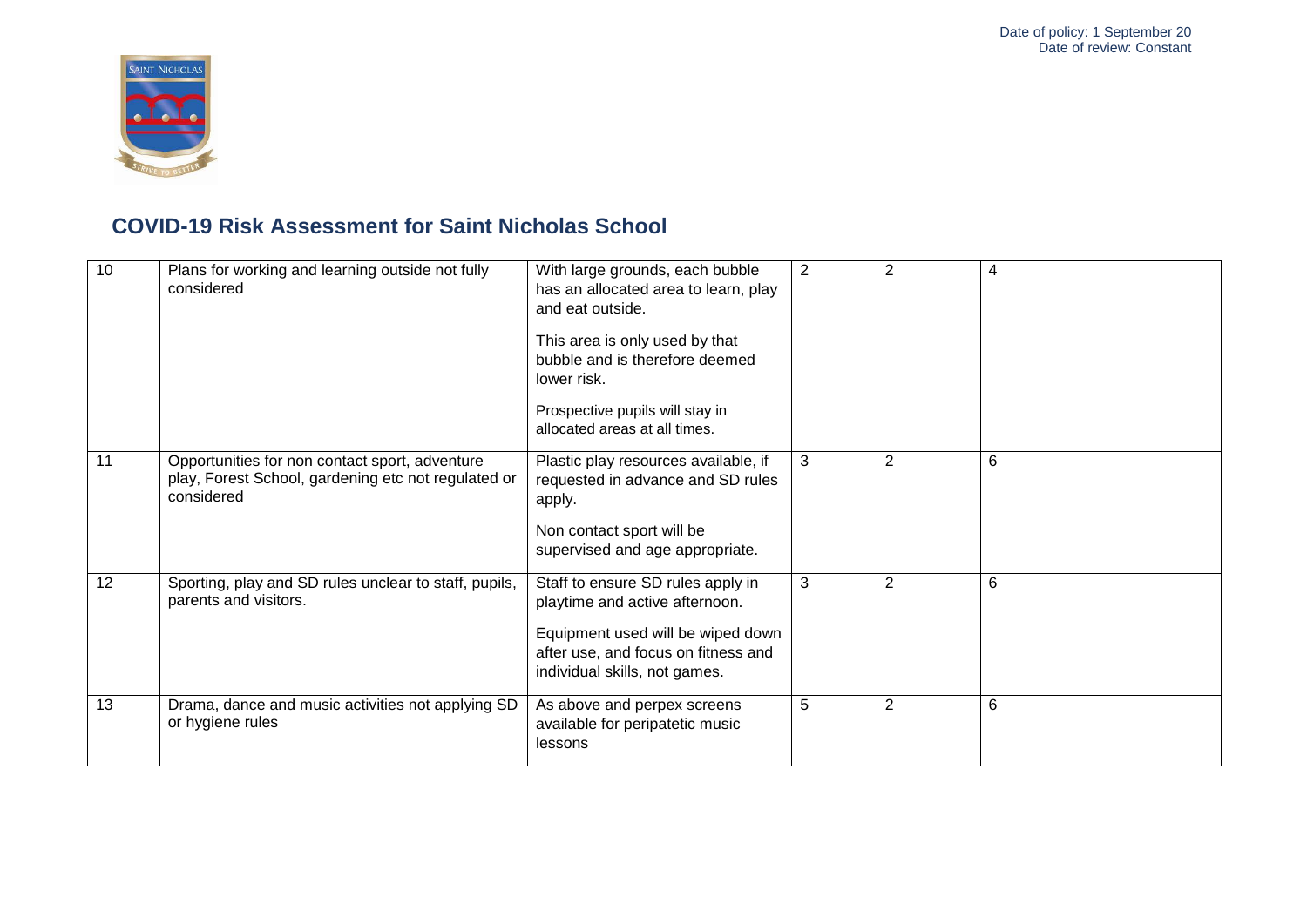## COVID-19 Risk Assessment for Saint Nicholas School

| | | | | | | |
|---|---|---|---|---|---|---|
| 10 | Plans for working and learning outside not fully considered | With large grounds, each bubble has an allocated area to learn, play and eat outside.<br><br>This area is only used by that bubble and is therefore deemed lower risk.<br><br>Prospective pupils will stay in allocated areas at all times. | 2 | 2 | 4 | |
| 11 | Opportunities for non contact sport, adventure play, Forest School, gardening etc not regulated or considered | Plastic play resources available, if requested in advance and SD rules apply.<br><br>Non contact sport will be supervised and age appropriate. | 3 | 2 | 6 | |
| 12 | Sporting, play and SD rules unclear to staff, pupils, parents and visitors. | Staff to ensure SD rules apply in playtime and active afternoon.<br><br>Equipment used will be wiped down after use, and focus on fitness and individual skills, not games. | 3 | 2 | 6 | |
| 13 | Drama, dance and music activities not applying SD or hygiene rules | As above and perpex screens available for peripatetic music lessons | 5 | 2 | 6 | |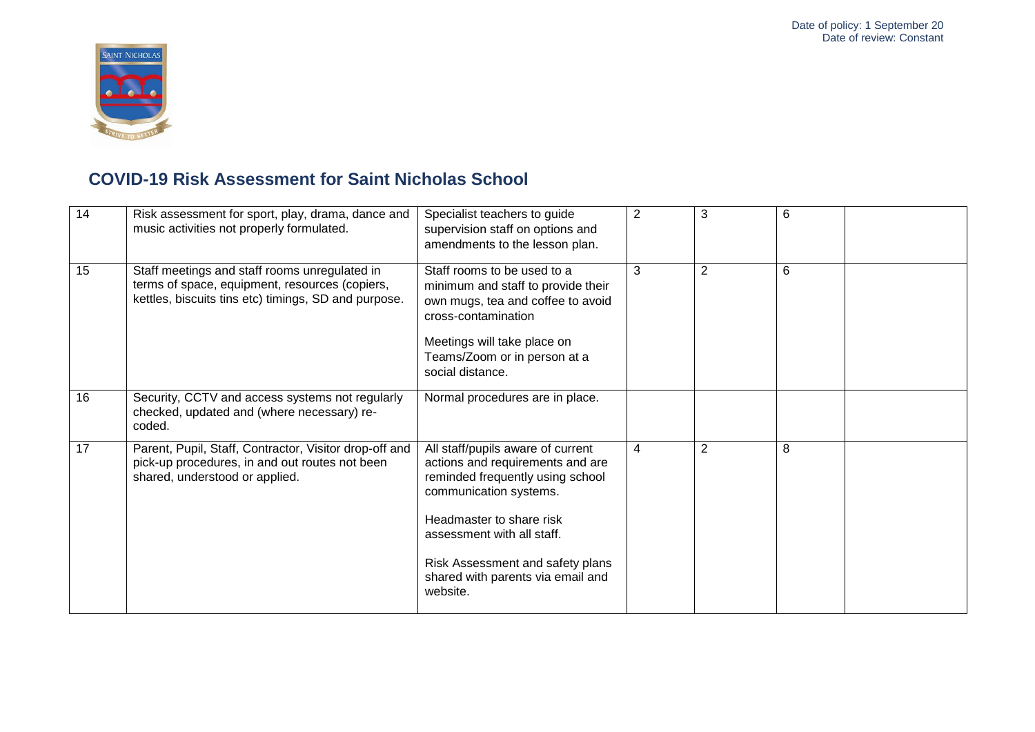## COVID-19 Risk Assessment for Saint Nicholas School

| | | | | | | |
|---|---|---|---|---|---|---|
| 14 | Risk assessment for sport, play, drama, dance and music activities not properly formulated. | Specialist teachers to guide supervision staff on options and amendments to the lesson plan. | 2 | 3 | 6 | |
| 15 | Staff meetings and staff rooms unregulated in terms of space, equipment, resources (copiers, kettles, biscuits tins etc) timings, SD and purpose. | Staff rooms to be used to a minimum and staff to provide their own mugs, tea and coffee to avoid cross-contamination<br><br>Meetings will take place on Teams/Zoom or in person at a social distance. | 3 | 2 | 6 | |
| 16 | Security, CCTV and access systems not regularly checked, updated and (where necessary) re-coded. | Normal procedures are in place. | | | | |
| 17 | Parent, Pupil, Staff, Contractor, Visitor drop-off and pick-up procedures, in and out routes not been shared, understood or applied. | All staff/pupils aware of current actions and requirements and are reminded frequently using school communication systems.<br><br>Headmaster to share risk assessment with all staff.<br><br>Risk Assessment and safety plans shared with parents via email and website. | 4 | 2 | 8 | |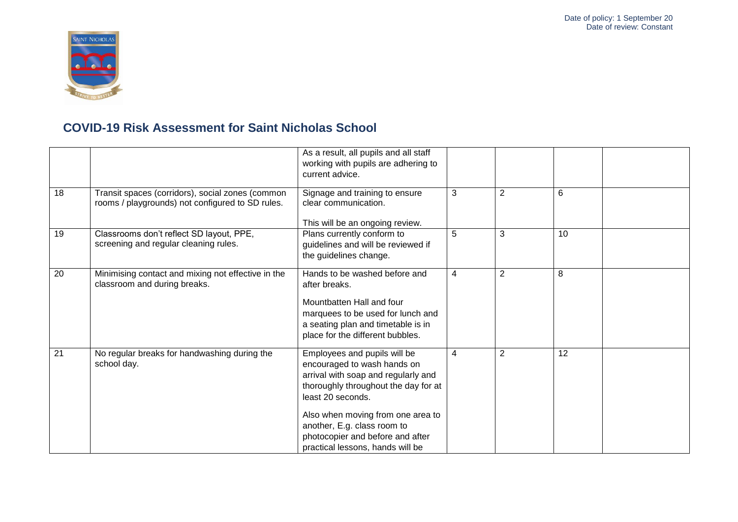# COVID-19 Risk Assessment for Saint Nicholas School

| | | | | | | |
|---|---|---|---|---|---|---|
| | | As a result, all pupils and all staff working with pupils are adhering to current advice. | | | | |
| 18 | Transit spaces (corridors), social zones (common rooms / playgrounds) not configured to SD rules. | Signage and training to ensure clear communication.<br><br>This will be an ongoing review. | 3 | 2 | 6 | |
| 19 | Classrooms don't reflect SD layout, PPE, screening and regular cleaning rules. | Plans currently conform to guidelines and will be reviewed if the guidelines change. | 5 | 3 | 10 | |
| 20 | Minimising contact and mixing not effective in the classroom and during breaks. | Hands to be washed before and after breaks.<br><br>Mountbatten Hall and four marquees to be used for lunch and a seating plan and timetable is in place for the different bubbles. | 4 | 2 | 8 | |
| 21 | No regular breaks for handwashing during the school day. | Employees and pupils will be encouraged to wash hands on arrival with soap and regularly and thoroughly throughout the day for at least 20 seconds.<br><br>Also when moving from one area to another, E.g. class room to photocopier and before and after practical lessons, hands will be | 4 | 2 | 12 | |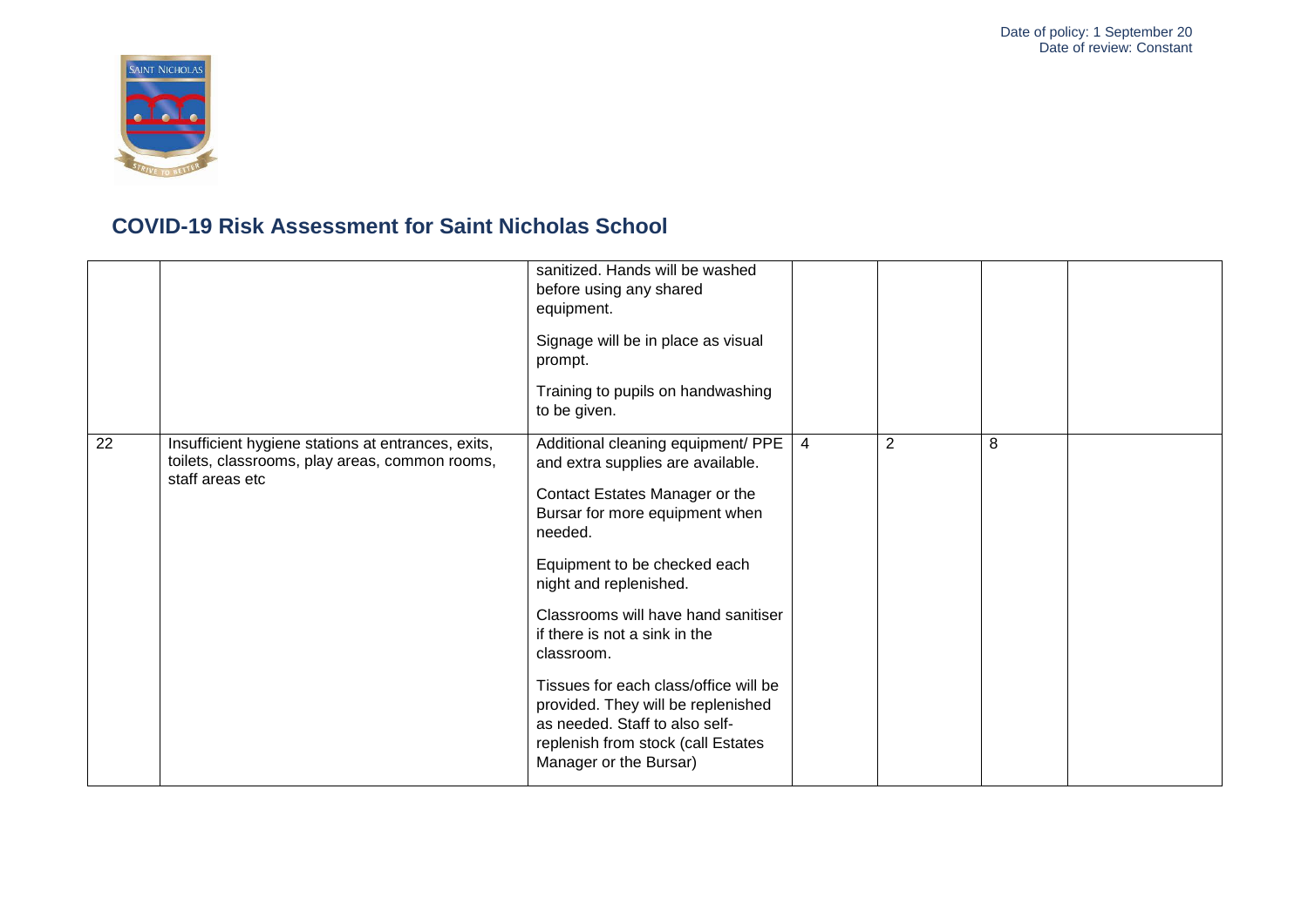## COVID-19 Risk Assessment for Saint Nicholas School

| | | | | | | |
|---|---|---|---|---|---|---|
| | | sanitized. Hands will be washed before using any shared equipment.<br><br>Signage will be in place as visual prompt.<br><br>Training to pupils on handwashing to be given. | | | | |
| 22 | Insufficient hygiene stations at entrances, exits, toilets, classrooms, play areas, common rooms, staff areas etc | Additional cleaning equipment/ PPE and extra supplies are available.<br><br>Contact Estates Manager or the Bursar for more equipment when needed.<br><br>Equipment to be checked each night and replenished.<br><br>Classrooms will have hand sanitiser if there is not a sink in the classroom.<br><br>Tissues for each class/office will be provided. They will be replenished as needed. Staff to also self-replenish from stock (call Estates Manager or the Bursar) | 4 | 2 | 8 | |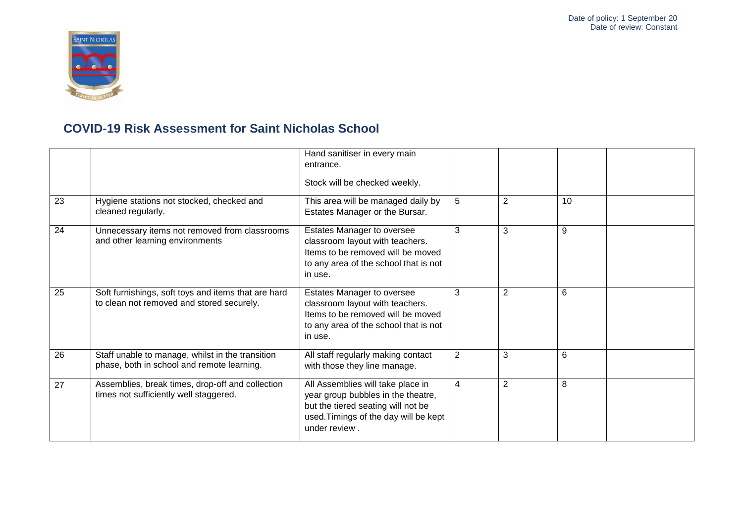# COVID-19 Risk Assessment for Saint Nicholas School

| | | | | | | |
|---|---|---|---|---|---|---|
| | | Hand sanitiser in every main entrance. Stock will be checked weekly. | | | | |
| 23 | Hygiene stations not stocked, checked and cleaned regularly. | This area will be managed daily by Estates Manager or the Bursar. | 5 | 2 | 10 | |
| 24 | Unnecessary items not removed from classrooms and other learning environments | Estates Manager to oversee classroom layout with teachers. Items to be removed will be moved to any area of the school that is not in use. | 3 | 3 | 9 | |
| 25 | Soft furnishings, soft toys and items that are hard to clean not removed and stored securely. | Estates Manager to oversee classroom layout with teachers. Items to be removed will be moved to any area of the school that is not in use. | 3 | 2 | 6 | |
| 26 | Staff unable to manage, whilst in the transition phase, both in school and remote learning. | All staff regularly making contact with those they line manage. | 2 | 3 | 6 | |
| 27 | Assemblies, break times, drop-off and collection times not sufficiently well staggered. | All Assemblies will take place in year group bubbles in the theatre, but the tiered seating will not be used.Timings of the day will be kept under review . | 4 | 2 | 8 | |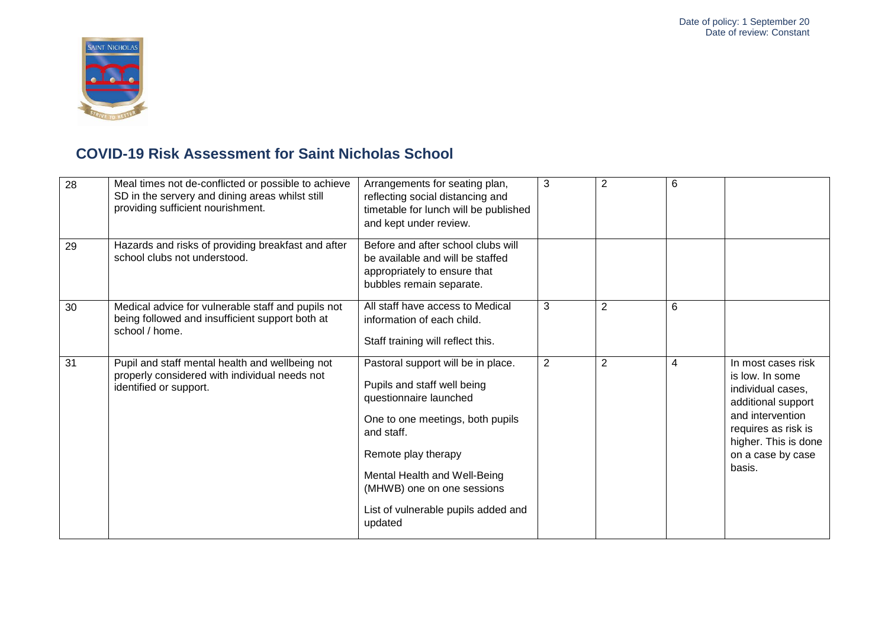## COVID-19 Risk Assessment for Saint Nicholas School

| | | | | | | |
|---|---|---|---|---|---|---|
| 28 | Meal times not de-conflicted or possible to achieve SD in the servery and dining areas whilst still providing sufficient nourishment. | Arrangements for seating plan, reflecting social distancing and timetable for lunch will be published and kept under review. | 3 | 2 | 6 | |
| 29 | Hazards and risks of providing breakfast and after school clubs not understood. | Before and after school clubs will be available and will be staffed appropriately to ensure that bubbles remain separate. | | | | |
| 30 | Medical advice for vulnerable staff and pupils not being followed and insufficient support both at school / home. | All staff have access to Medical information of each child.<br><br>Staff training will reflect this. | 3 | 2 | 6 | |
| 31 | Pupil and staff mental health and wellbeing not properly considered with individual needs not identified or support. | Pastoral support will be in place.<br><br>Pupils and staff well being questionnaire launched<br><br>One to one meetings, both pupils and staff.<br><br>Remote play therapy<br><br>Mental Health and Well-Being (MHWB) one on one sessions<br><br>List of vulnerable pupils added and updated | 2 | 2 | 4 | In most cases risk is low. In some individual cases, additional support and intervention requires as risk is higher. This is done on a case by case basis. |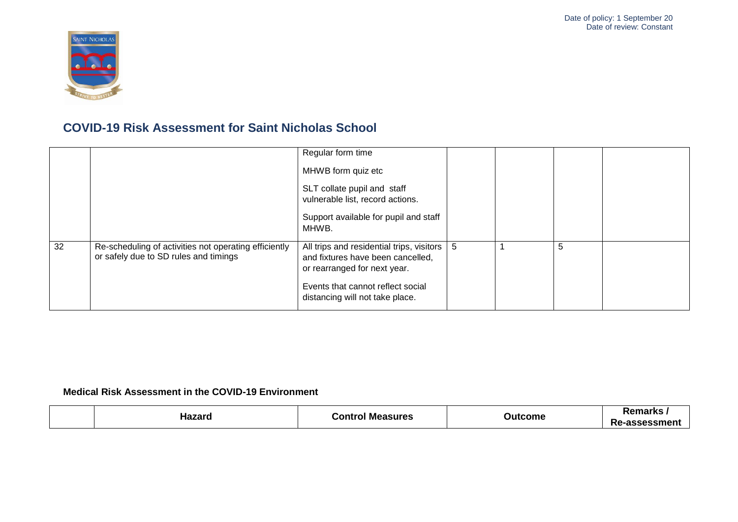## COVID-19 Risk Assessment for Saint Nicholas School

| | | | | | | |
|---|---|---|---|---|---|---|
| | | Regular form time<br><br>MHWB form quiz etc<br><br>SLT collate pupil and staff vulnerable list, record actions.<br><br>Support available for pupil and staff MHWB. | | | | |
| 32 | Re-scheduling of activities not operating efficiently or safely due to SD rules and timings | All trips and residential trips, visitors and fixtures have been cancelled, or rearranged for next year.<br><br>Events that cannot reflect social distancing will not take place. | 5 | 1 | 5 | |

**Medical Risk Assessment in the COVID-19 Environment**

| | Hazard | Control Measures | Outcome | Remarks / Re-assessment |
|---|---|---|---|---|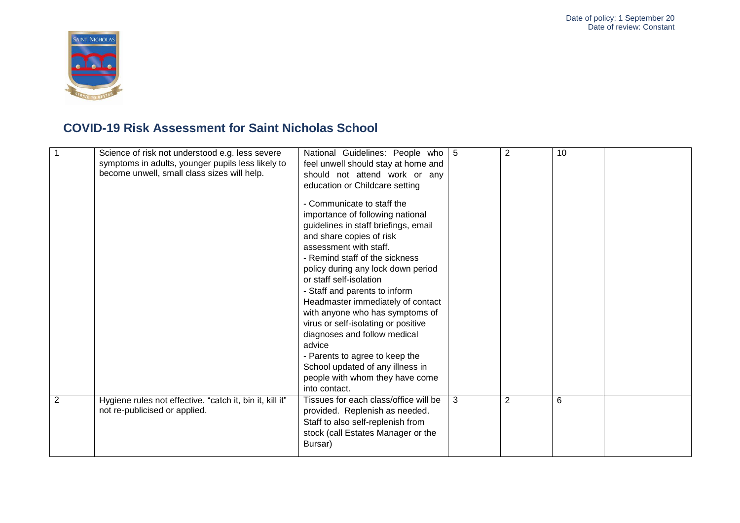Date of policy: 1 September 20
Date of review: Constant

## COVID-19 Risk Assessment for Saint Nicholas School

| | | | | | | |
|---|---|---|---|---|---|---|
| 1 | Science of risk not understood e.g. less severe symptoms in adults, younger pupils less likely to become unwell, small class sizes will help. | National Guidelines: People who feel unwell should stay at home and should not attend work or any education or Childcare setting<br><br>- Communicate to staff the importance of following national guidelines in staff briefings, email and share copies of risk assessment with staff.<br>- Remind staff of the sickness policy during any lock down period or staff self-isolation<br>- Staff and parents to inform Headmaster immediately of contact with anyone who has symptoms of virus or self-isolating or positive diagnoses and follow medical advice<br>- Parents to agree to keep the School updated of any illness in people with whom they have come into contact. | 5 | 2 | 10 | |
| 2 | Hygiene rules not effective. "catch it, bin it, kill it" not re-publicised or applied. | Tissues for each class/office will be provided. Replenish as needed. Staff to also self-replenish from stock (call Estates Manager or the Bursar) | 3 | 2 | 6 | |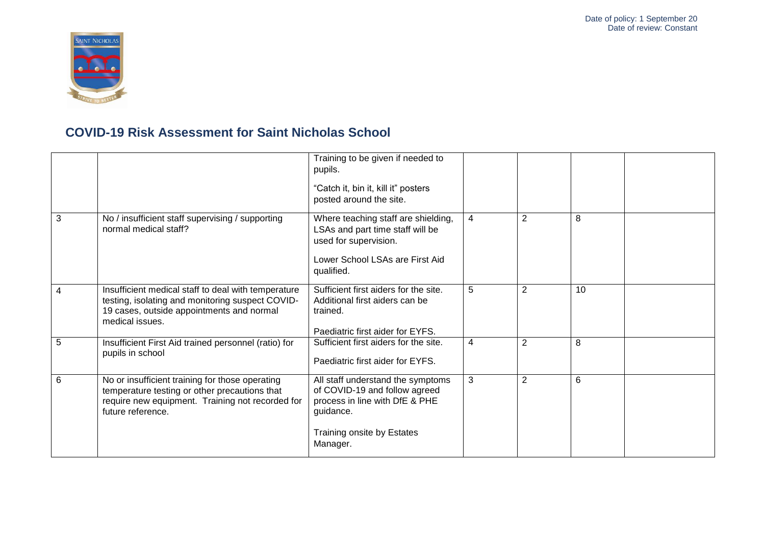Date of policy: 1 September 20
Date of review: Constant

## COVID-19 Risk Assessment for Saint Nicholas School

| | | | | | | |
|---|---|---|---|---|---|---|
| | | Training to be given if needed to pupils.<br><br>"Catch it, bin it, kill it" posters posted around the site. | | | | |
| 3 | No / insufficient staff supervising / supporting normal medical staff? | Where teaching staff are shielding, LSAs and part time staff will be used for supervision.<br><br>Lower School LSAs are First Aid qualified. | 4 | 2 | 8 | |
| 4 | Insufficient medical staff to deal with temperature testing, isolating and monitoring suspect COVID-19 cases, outside appointments and normal medical issues. | Sufficient first aiders for the site. Additional first aiders can be trained.<br><br>Paediatric first aider for EYFS. | 5 | 2 | 10 | |
| 5 | Insufficient First Aid trained personnel (ratio) for pupils in school | Sufficient first aiders for the site.<br><br>Paediatric first aider for EYFS. | 4 | 2 | 8 | |
| 6 | No or insufficient training for those operating temperature testing or other precautions that require new equipment. Training not recorded for future reference. | All staff understand the symptoms of COVID-19 and follow agreed process in line with DfE & PHE guidance.<br><br>Training onsite by Estates Manager. | 3 | 2 | 6 | |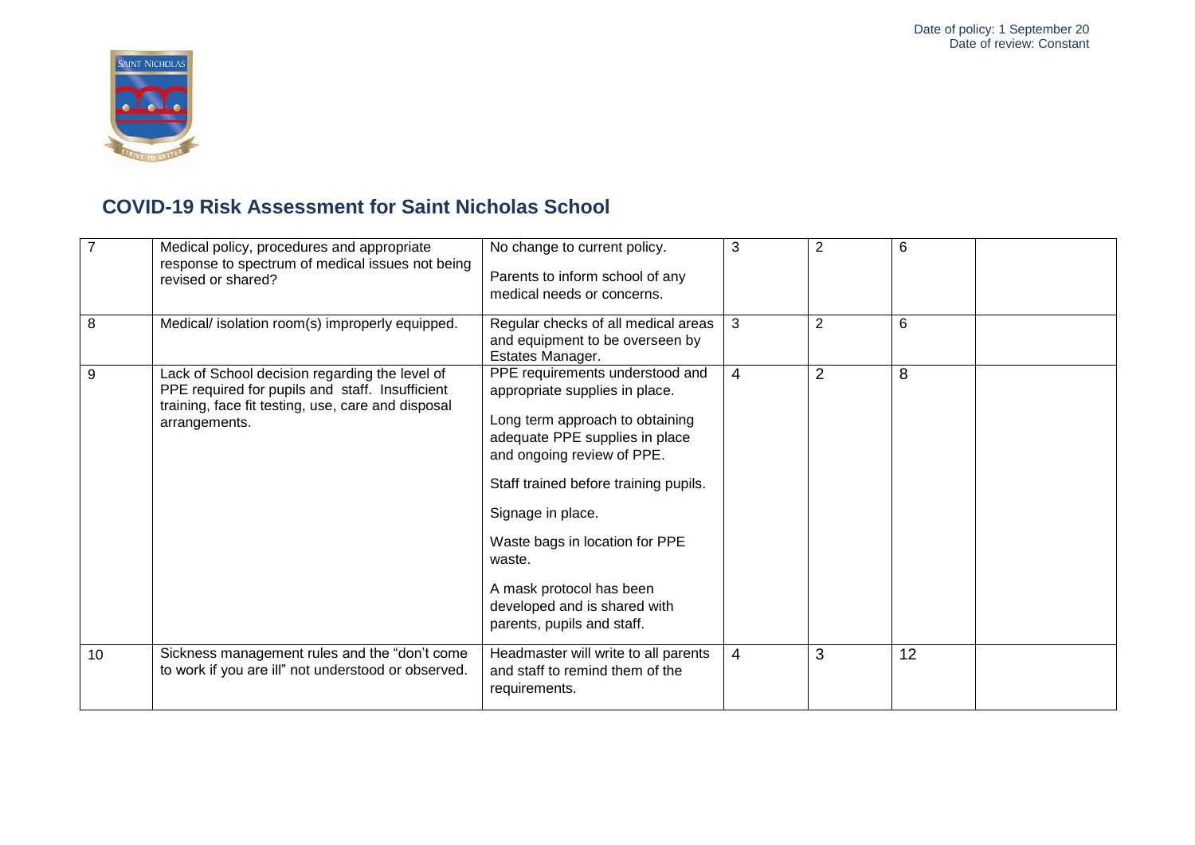Date of policy: 1 September 20
Date of review: Constant

## COVID-19 Risk Assessment for Saint Nicholas School

| | | | | | | |
|---|---|---|---|---|---|---|
| 7 | Medical policy, procedures and appropriate response to spectrum of medical issues not being revised or shared? | No change to current policy.<br><br>Parents to inform school of any medical needs or concerns. | 3 | 2 | 6 | |
| 8 | Medical/ isolation room(s) improperly equipped. | Regular checks of all medical areas and equipment to be overseen by Estates Manager. | 3 | 2 | 6 | |
| 9 | Lack of School decision regarding the level of PPE required for pupils and staff. Insufficient training, face fit testing, use, care and disposal arrangements. | PPE requirements understood and appropriate supplies in place.<br><br>Long term approach to obtaining adequate PPE supplies in place and ongoing review of PPE.<br><br>Staff trained before training pupils.<br><br>Signage in place.<br><br>Waste bags in location for PPE waste.<br><br>A mask protocol has been developed and is shared with parents, pupils and staff. | 4 | 2 | 8 | |
| 10 | Sickness management rules and the "don't come to work if you are ill" not understood or observed. | Headmaster will write to all parents and staff to remind them of the requirements. | 4 | 3 | 12 | |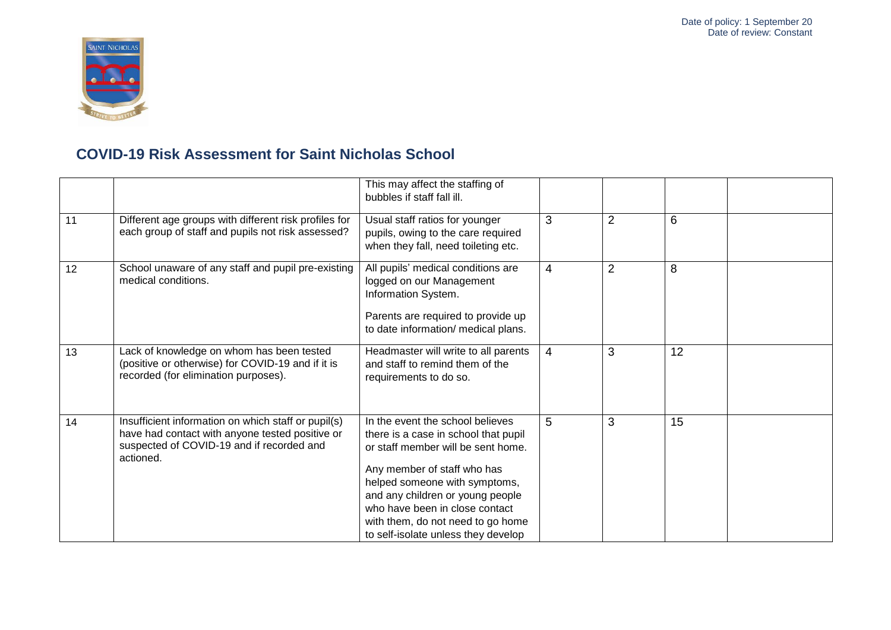# COVID-19 Risk Assessment for Saint Nicholas School

| | | | | | | |
|---|---|---|---|---|---|---|
| | | This may affect the staffing of bubbles if staff fall ill. | | | | |
| 11 | Different age groups with different risk profiles for each group of staff and pupils not risk assessed? | Usual staff ratios for younger pupils, owing to the care required when they fall, need toileting etc. | 3 | 2 | 6 | |
| 12 | School unaware of any staff and pupil pre-existing medical conditions. | All pupils' medical conditions are logged on our Management Information System.<br><br>Parents are required to provide up to date information/ medical plans. | 4 | 2 | 8 | |
| 13 | Lack of knowledge on whom has been tested (positive or otherwise) for COVID-19 and if it is recorded (for elimination purposes). | Headmaster will write to all parents and staff to remind them of the requirements to do so. | 4 | 3 | 12 | |
| 14 | Insufficient information on which staff or pupil(s) have had contact with anyone tested positive or suspected of COVID-19 and if recorded and actioned. | In the event the school believes there is a case in school that pupil or staff member will be sent home.<br><br>Any member of staff who has helped someone with symptoms, and any children or young people who have been in close contact with them, do not need to go home to self-isolate unless they develop | 5 | 3 | 15 | |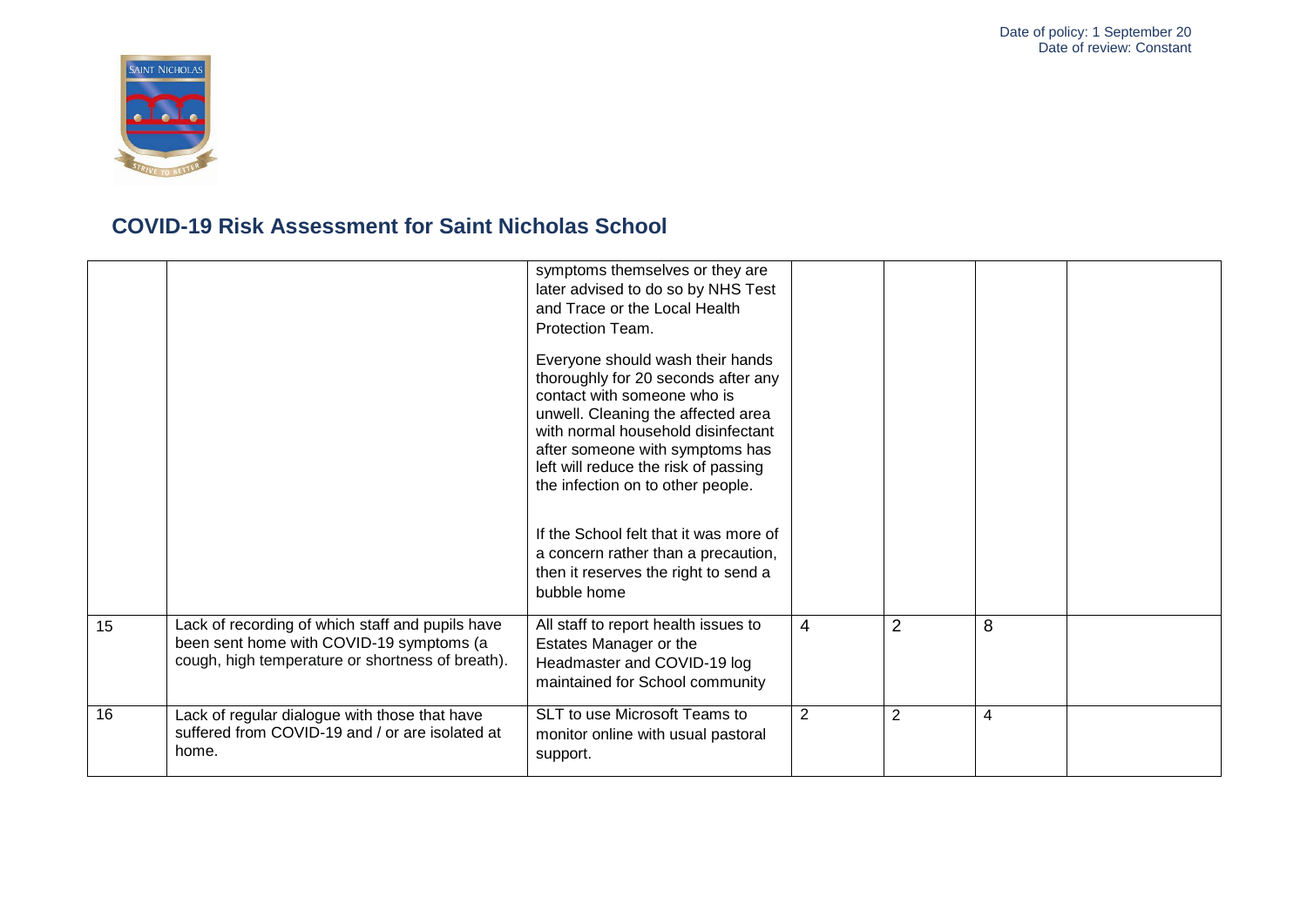# COVID-19 Risk Assessment for Saint Nicholas School

| | | | | | | |
|---|---|---|---|---|---|---|
| | | symptoms themselves or they are later advised to do so by NHS Test and Trace or the Local Health Protection Team.<br><br>Everyone should wash their hands thoroughly for 20 seconds after any contact with someone who is unwell. Cleaning the affected area with normal household disinfectant after someone with symptoms has left will reduce the risk of passing the infection on to other people.<br><br>If the School felt that it was more of a concern rather than a precaution, then it reserves the right to send a bubble home | | | | |
| 15 | Lack of recording of which staff and pupils have been sent home with COVID-19 symptoms (a cough, high temperature or shortness of breath). | All staff to report health issues to Estates Manager or the Headmaster and COVID-19 log maintained for School community | 4 | 2 | 8 | |
| 16 | Lack of regular dialogue with those that have suffered from COVID-19 and / or are isolated at home. | SLT to use Microsoft Teams to monitor online with usual pastoral support. | 2 | 2 | 4 | |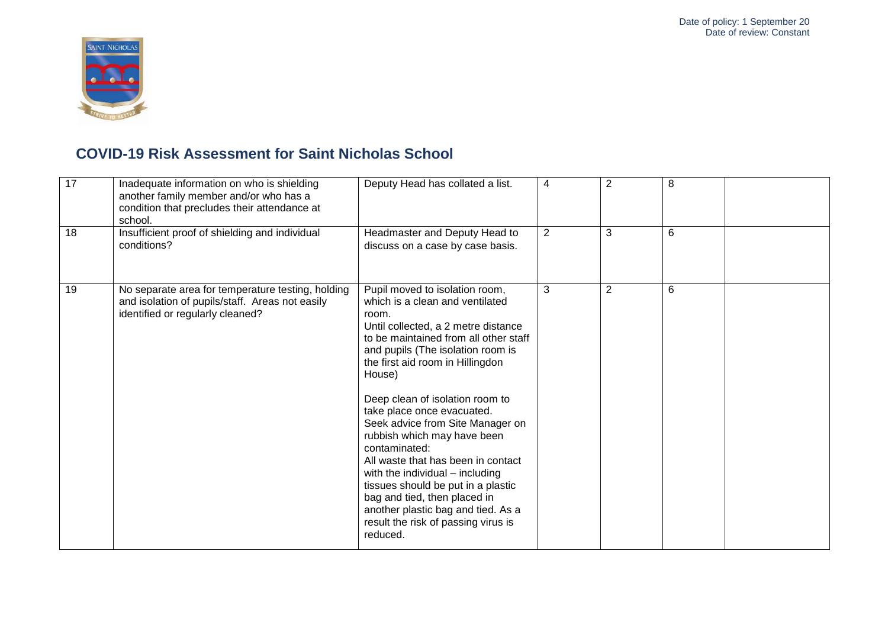## COVID-19 Risk Assessment for Saint Nicholas School

| | | | | | | |
|---|---|---|---|---|---|---|
| 17 | Inadequate information on who is shielding another family member and/or who has a condition that precludes their attendance at school. | Deputy Head has collated a list. | 4 | 2 | 8 | |
| 18 | Insufficient proof of shielding and individual conditions? | Headmaster and Deputy Head to discuss on a case by case basis. | 2 | 3 | 6 | |
| 19 | No separate area for temperature testing, holding and isolation of pupils/staff. Areas not easily identified or regularly cleaned? | Pupil moved to isolation room, which is a clean and ventilated room.<br>Until collected, a 2 metre distance to be maintained from all other staff and pupils (The isolation room is the first aid room in Hillingdon House)<br><br>Deep clean of isolation room to take place once evacuated.<br>Seek advice from Site Manager on rubbish which may have been contaminated:<br>All waste that has been in contact with the individual – including tissues should be put in a plastic bag and tied, then placed in another plastic bag and tied. As a result the risk of passing virus is reduced. | 3 | 2 | 6 | |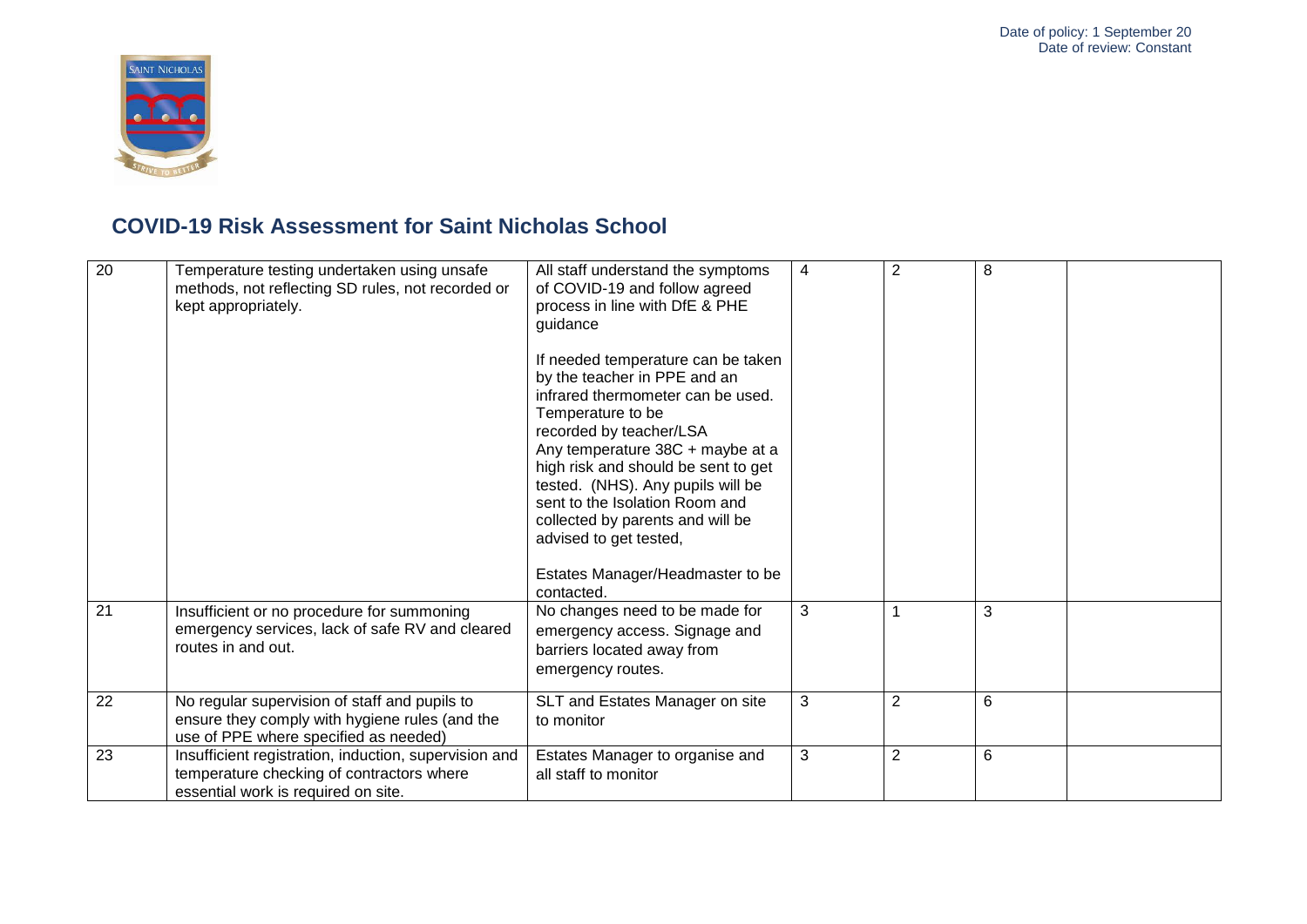Date of policy: 1 September 20
Date of review: Constant

## COVID-19 Risk Assessment for Saint Nicholas School

| | | | | | | |
|---|---|---|---|---|---|---|
| 20 | Temperature testing undertaken using unsafe methods, not reflecting SD rules, not recorded or kept appropriately. | All staff understand the symptoms of COVID-19 and follow agreed process in line with DfE & PHE guidance<br><br>If needed temperature can be taken by the teacher in PPE and an infrared thermometer can be used. Temperature to be recorded by teacher/LSA<br>Any temperature 38C + maybe at a high risk and should be sent to get tested. (NHS). Any pupils will be sent to the Isolation Room and collected by parents and will be advised to get tested,<br><br>Estates Manager/Headmaster to be contacted. | 4 | 2 | 8 | |
| 21 | Insufficient or no procedure for summoning emergency services, lack of safe RV and cleared routes in and out. | No changes need to be made for emergency access. Signage and barriers located away from emergency routes. | 3 | 1 | 3 | |
| 22 | No regular supervision of staff and pupils to ensure they comply with hygiene rules (and the use of PPE where specified as needed) | SLT and Estates Manager on site to monitor | 3 | 2 | 6 | |
| 23 | Insufficient registration, induction, supervision and temperature checking of contractors where essential work is required on site. | Estates Manager to organise and all staff to monitor | 3 | 2 | 6 | |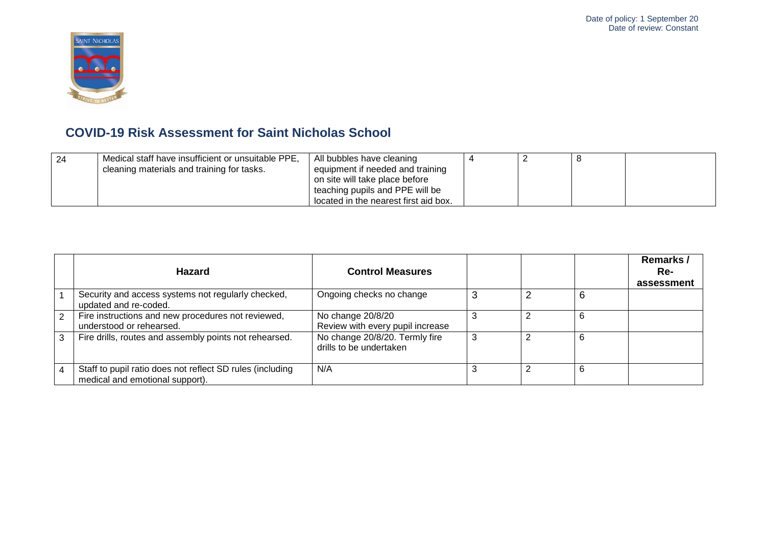## COVID-19 Risk Assessment for Saint Nicholas School

| | | | | | | |
|---|---|---|---|---|---|---|
| 24 | Medical staff have insufficient or unsuitable PPE, cleaning materials and training for tasks. | All bubbles have cleaning equipment if needed and training on site will take place before teaching pupils and PPE will be located in the nearest first aid box. | 4 | 2 | 8 | |

| | Hazard | Control Measures | | | | Remarks / Re-assessment |
|---|---|---|---|---|---|---|
| 1 | Security and access systems not regularly checked, updated and re-coded. | Ongoing checks no change | 3 | 2 | 6 | |
| 2 | Fire instructions and new procedures not reviewed, understood or rehearsed. | No change 20/8/20<br>Review with every pupil increase | 3 | 2 | 6 | |
| 3 | Fire drills, routes and assembly points not rehearsed. | No change 20/8/20. Termly fire drills to be undertaken | 3 | 2 | 6 | |
| 4 | Staff to pupil ratio does not reflect SD rules (including medical and emotional support). | N/A | 3 | 2 | 6 | |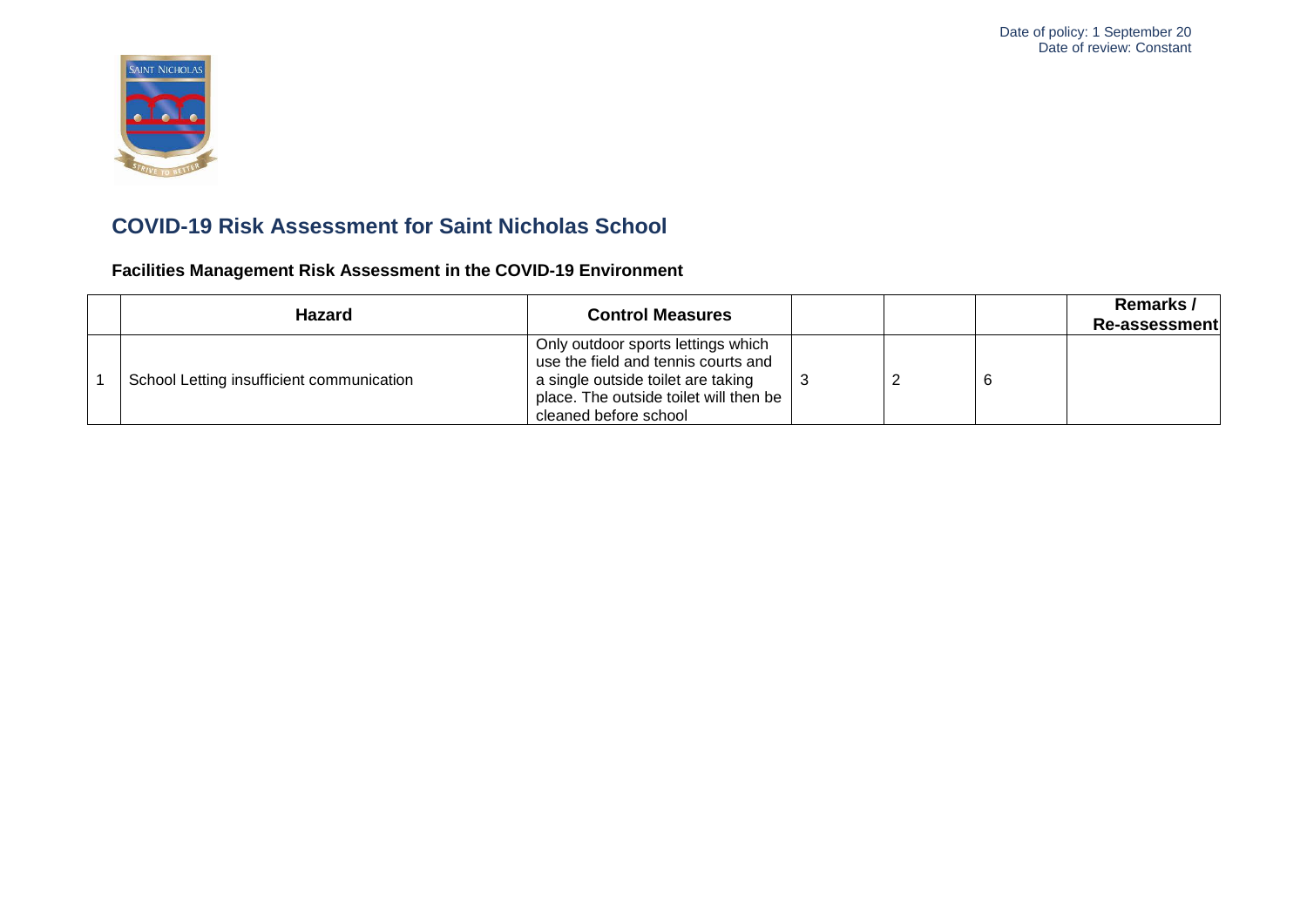Date of policy: 1 September 20
Date of review: Constant

## COVID-19 Risk Assessment for Saint Nicholas School

### Facilities Management Risk Assessment in the COVID-19 Environment

| | Hazard | Control Measures | | | | Remarks / Re-assessment |
|---|---|---|---|---|---|---|
| 1 | School Letting insufficient communication | Only outdoor sports lettings which use the field and tennis courts and a single outside toilet are taking place. The outside toilet will then be cleaned before school | 3 | 2 | 6 | |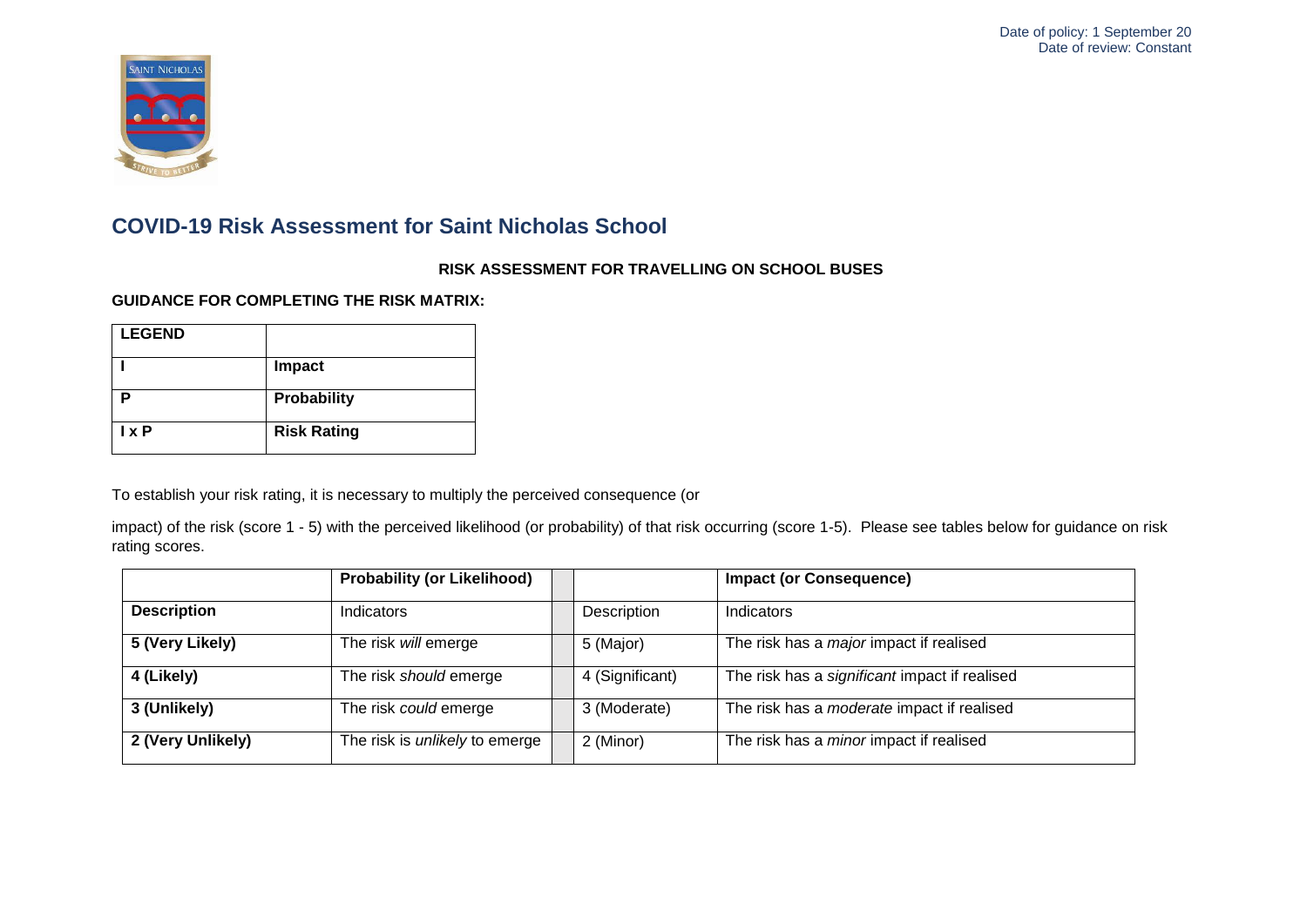Date of policy: 1 September 20
Date of review: Constant

# COVID-19 Risk Assessment for Saint Nicholas School

**RISK ASSESSMENT FOR TRAVELLING ON SCHOOL BUSES**

**GUIDANCE FOR COMPLETING THE RISK MATRIX:**

| **LEGEND** | |
|---|---|
| **I** | **Impact** |
| **P** | **Probability** |
| **I x P** | **Risk Rating** |

To establish your risk rating, it is necessary to multiply the perceived consequence (or

impact) of the risk (score 1 - 5) with the perceived likelihood (or probability) of that risk occurring (score 1-5). Please see tables below for guidance on risk rating scores.

| | **Probability (or Likelihood)** | | | **Impact (or Consequence)** |
|---|---|---|---|---|
| **Description** | Indicators | | Description | Indicators |
| **5 (Very Likely)** | The risk *will* emerge | | 5 (Major) | The risk has a *major* impact if realised |
| **4 (Likely)** | The risk *should* emerge | | 4 (Significant) | The risk has a *significant* impact if realised |
| **3 (Unlikely)** | The risk *could* emerge | | 3 (Moderate) | The risk has a *moderate* impact if realised |
| **2 (Very Unlikely)** | The risk is *unlikely* to emerge | | 2 (Minor) | The risk has a *minor* impact if realised |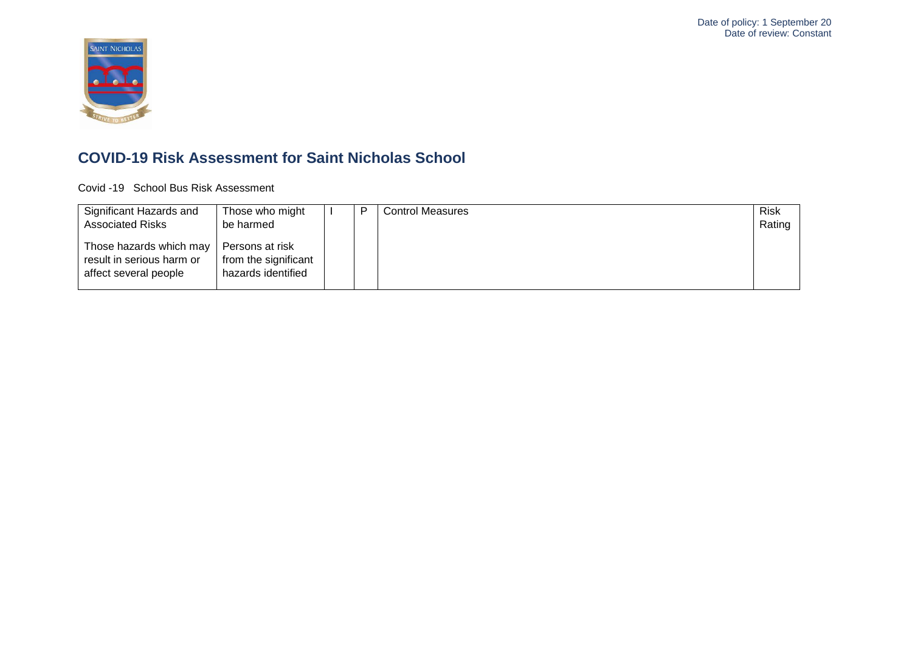Date of policy: 1 September 20
Date of review: Constant

## COVID-19 Risk Assessment for Saint Nicholas School

Covid -19 School Bus Risk Assessment

| Significant Hazards and Associated Risks | Those who might be harmed | I | P | Control Measures | Risk Rating |
|---|---|---|---|---|---|
| Those hazards which may result in serious harm or affect several people | Persons at risk from the significant hazards identified | | | | |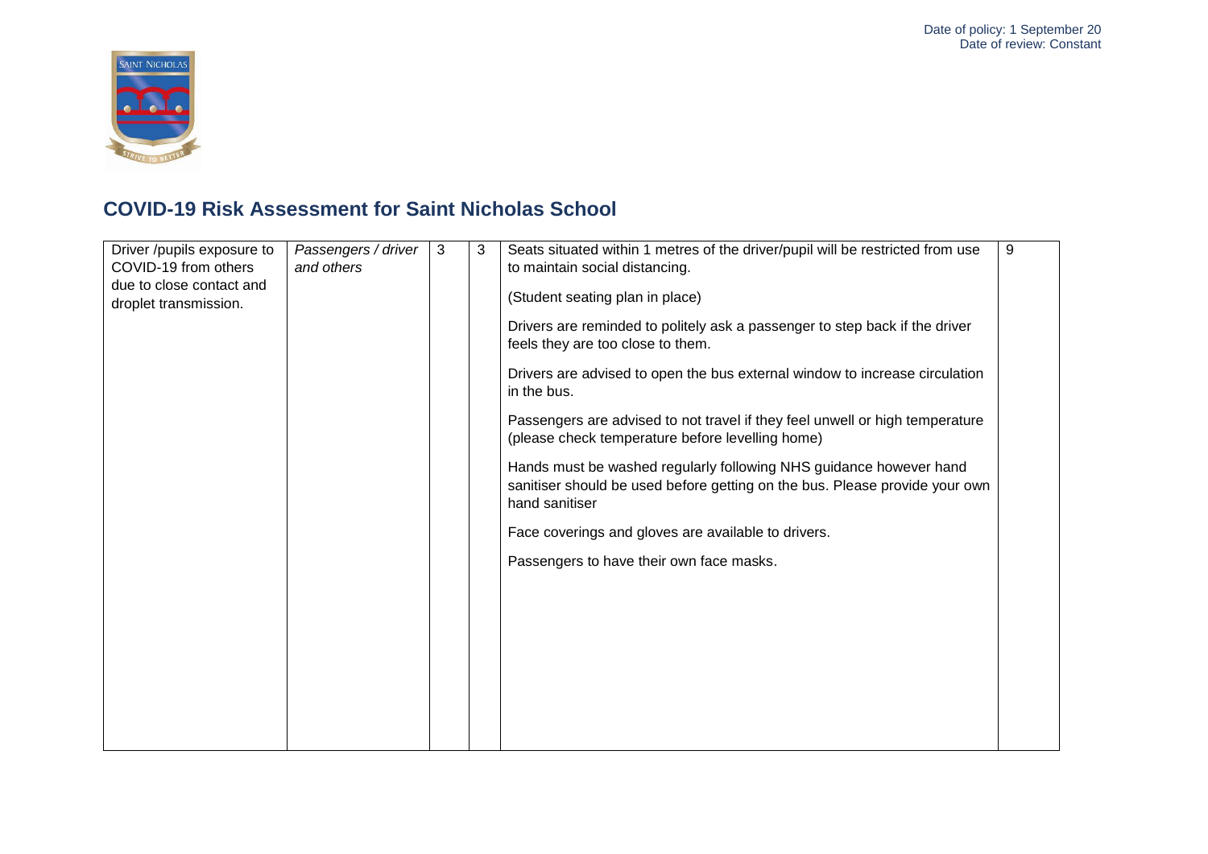Date of policy: 1 September 20
Date of review: Constant

## COVID-19 Risk Assessment for Saint Nicholas School

| | | | | | |
|---|---|---|---|---|---|
| Driver /pupils exposure to COVID-19 from others due to close contact and droplet transmission. | *Passengers / driver and others* | 3 | 3 | Seats situated within 1 metres of the driver/pupil will be restricted from use to maintain social distancing.<br><br>(Student seating plan in place)<br><br>Drivers are reminded to politely ask a passenger to step back if the driver feels they are too close to them.<br><br>Drivers are advised to open the bus external window to increase circulation in the bus.<br><br>Passengers are advised to not travel if they feel unwell or high temperature (please check temperature before levelling home)<br><br>Hands must be washed regularly following NHS guidance however hand sanitiser should be used before getting on the bus. Please provide your own hand sanitiser<br><br>Face coverings and gloves are available to drivers.<br><br>Passengers to have their own face masks. | 9 |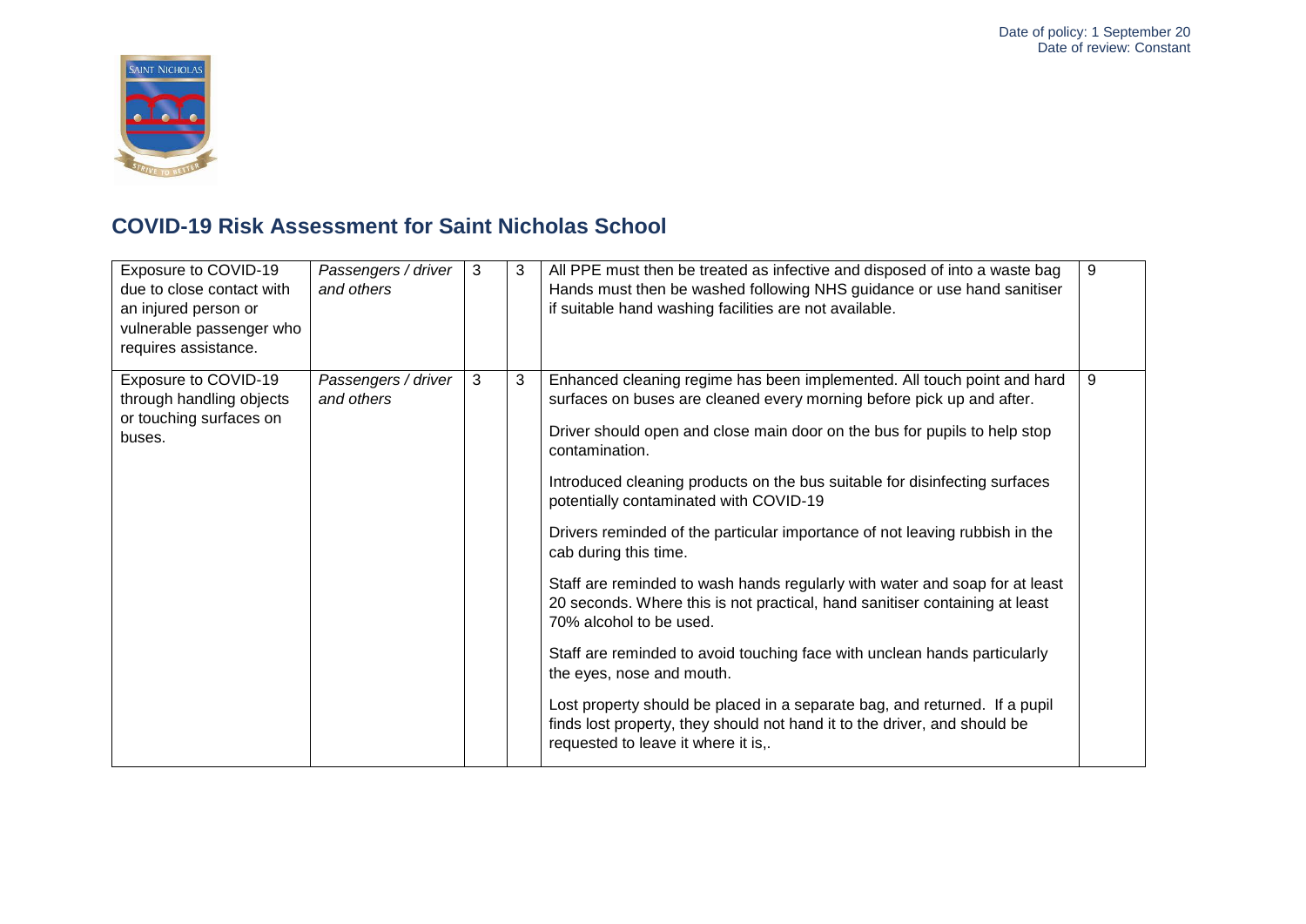## COVID-19 Risk Assessment for Saint Nicholas School

| | | | | | |
|---|---|---|---|---|---|
| Exposure to COVID-19 due to close contact with an injured person or vulnerable passenger who requires assistance. | *Passengers / driver and others* | 3 | 3 | All PPE must then be treated as infective and disposed of into a waste bag Hands must then be washed following NHS guidance or use hand sanitiser if suitable hand washing facilities are not available. | 9 |
| Exposure to COVID-19 through handling objects or touching surfaces on buses. | *Passengers / driver and others* | 3 | 3 | Enhanced cleaning regime has been implemented. All touch point and hard surfaces on buses are cleaned every morning before pick up and after.<br><br>Driver should open and close main door on the bus for pupils to help stop contamination.<br><br>Introduced cleaning products on the bus suitable for disinfecting surfaces potentially contaminated with COVID-19<br><br>Drivers reminded of the particular importance of not leaving rubbish in the cab during this time.<br><br>Staff are reminded to wash hands regularly with water and soap for at least 20 seconds. Where this is not practical, hand sanitiser containing at least 70% alcohol to be used.<br><br>Staff are reminded to avoid touching face with unclean hands particularly the eyes, nose and mouth.<br><br>Lost property should be placed in a separate bag, and returned. If a pupil finds lost property, they should not hand it to the driver, and should be requested to leave it where it is,. | 9 |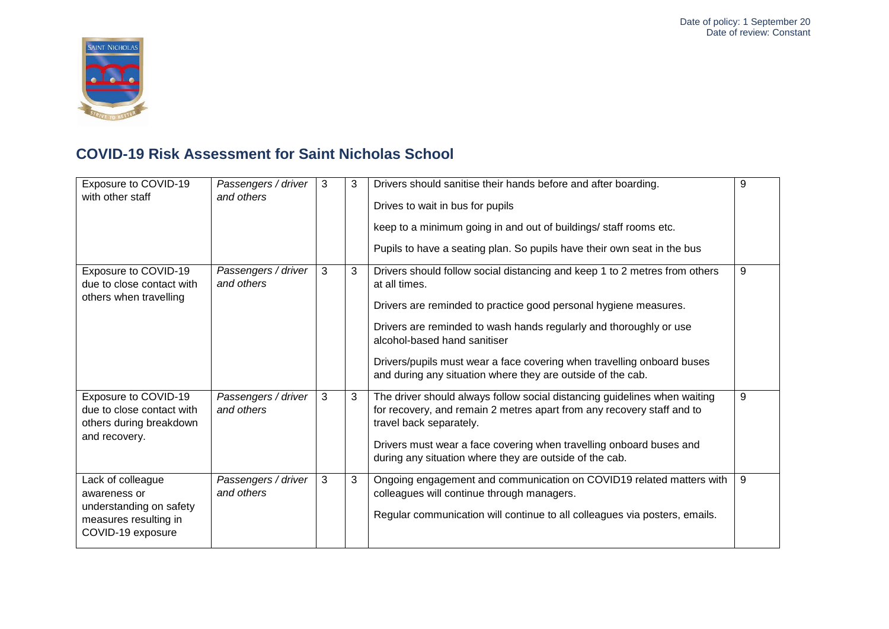Date of policy: 1 September 20
Date of review: Constant

## COVID-19 Risk Assessment for Saint Nicholas School

| | | | | | |
|---|---|---|---|---|---|
| Exposure to COVID-19 with other staff | *Passengers / driver and others* | 3 | 3 | Drivers should sanitise their hands before and after boarding.<br><br>Drives to wait in bus for pupils<br><br>keep to a minimum going in and out of buildings/ staff rooms etc.<br><br>Pupils to have a seating plan. So pupils have their own seat in the bus | 9 |
| Exposure to COVID-19 due to close contact with others when travelling | *Passengers / driver and others* | 3 | 3 | Drivers should follow social distancing and keep 1 to 2 metres from others at all times.<br><br>Drivers are reminded to practice good personal hygiene measures.<br><br>Drivers are reminded to wash hands regularly and thoroughly or use alcohol-based hand sanitiser<br><br>Drivers/pupils must wear a face covering when travelling onboard buses and during any situation where they are outside of the cab. | 9 |
| Exposure to COVID-19 due to close contact with others during breakdown and recovery. | *Passengers / driver and others* | 3 | 3 | The driver should always follow social distancing guidelines when waiting for recovery, and remain 2 metres apart from any recovery staff and to travel back separately.<br><br>Drivers must wear a face covering when travelling onboard buses and during any situation where they are outside of the cab. | 9 |
| Lack of colleague awareness or understanding on safety measures resulting in COVID-19 exposure | *Passengers / driver and others* | 3 | 3 | Ongoing engagement and communication on COVID19 related matters with colleagues will continue through managers.<br><br>Regular communication will continue to all colleagues via posters, emails. | 9 |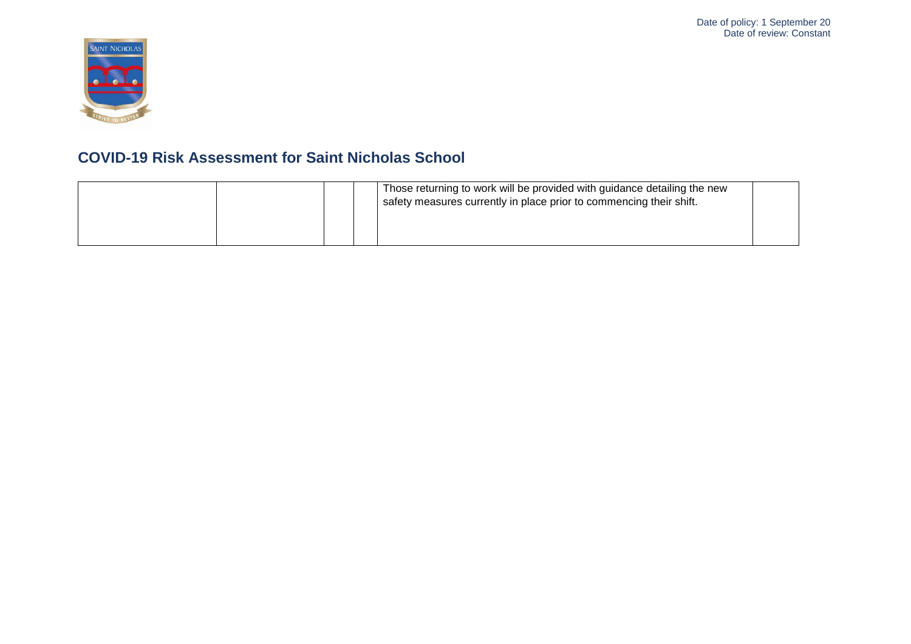## COVID-19 Risk Assessment for Saint Nicholas School

| | | | | | |
|---|---|---|---|---|---|
| | | | | Those returning to work will be provided with guidance detailing the new safety measures currently in place prior to commencing their shift. | |